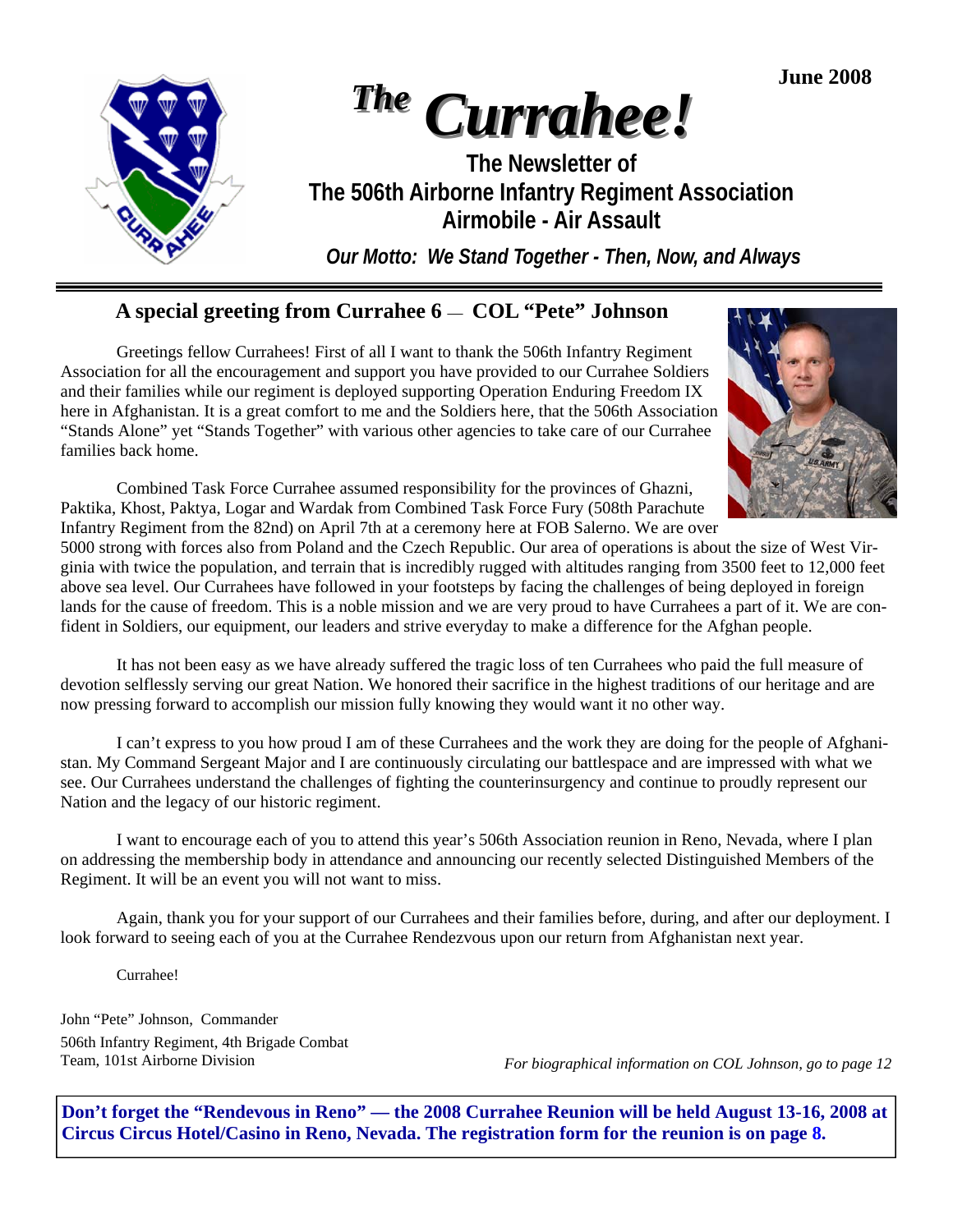June 2008

# *The* *Currahee!*

**The Newsletter of**
**The 506th Airborne Infantry Regiment Association**
**Airmobile - Air Assault**

***Our Motto: We Stand Together - Then, Now, and Always***

---

## A special greeting from Currahee 6 — COL "Pete" Johnson

Greetings fellow Currahees! First of all I want to thank the 506th Infantry Regiment Association for all the encouragement and support you have provided to our Currahee Soldiers and their families while our regiment is deployed supporting Operation Enduring Freedom IX here in Afghanistan. It is a great comfort to me and the Soldiers here, that the 506th Association "Stands Alone" yet "Stands Together" with various other agencies to take care of our Currahee families back home.

Combined Task Force Currahee assumed responsibility for the provinces of Ghazni, Paktika, Khost, Paktya, Logar and Wardak from Combined Task Force Fury (508th Parachute Infantry Regiment from the 82nd) on April 7th at a ceremony here at FOB Salerno. We are over 5000 strong with forces also from Poland and the Czech Republic. Our area of operations is about the size of West Virginia with twice the population, and terrain that is incredibly rugged with altitudes ranging from 3500 feet to 12,000 feet above sea level. Our Currahees have followed in your footsteps by facing the challenges of being deployed in foreign lands for the cause of freedom. This is a noble mission and we are very proud to have Currahees a part of it. We are confident in Soldiers, our equipment, our leaders and strive everyday to make a difference for the Afghan people.

It has not been easy as we have already suffered the tragic loss of ten Currahees who paid the full measure of devotion selflessly serving our great Nation. We honored their sacrifice in the highest traditions of our heritage and are now pressing forward to accomplish our mission fully knowing they would want it no other way.

I can't express to you how proud I am of these Currahees and the work they are doing for the people of Afghanistan. My Command Sergeant Major and I are continuously circulating our battlespace and are impressed with what we see. Our Currahees understand the challenges of fighting the counterinsurgency and continue to proudly represent our Nation and the legacy of our historic regiment.

I want to encourage each of you to attend this year's 506th Association reunion in Reno, Nevada, where I plan on addressing the membership body in attendance and announcing our recently selected Distinguished Members of the Regiment. It will be an event you will not want to miss.

Again, thank you for your support of our Currahees and their families before, during, and after our deployment. I look forward to seeing each of you at the Currahee Rendezvous upon our return from Afghanistan next year.

Currahee!

John "Pete" Johnson, Commander
506th Infantry Regiment, 4th Brigade Combat Team, 101st Airborne Division

*For biographical information on COL Johnson, go to page 12*

**Don't forget the "Rendevous in Reno" — the 2008 Currahee Reunion will be held August 13-16, 2008 at Circus Circus Hotel/Casino in Reno, Nevada. The registration form for the reunion is on page 8.**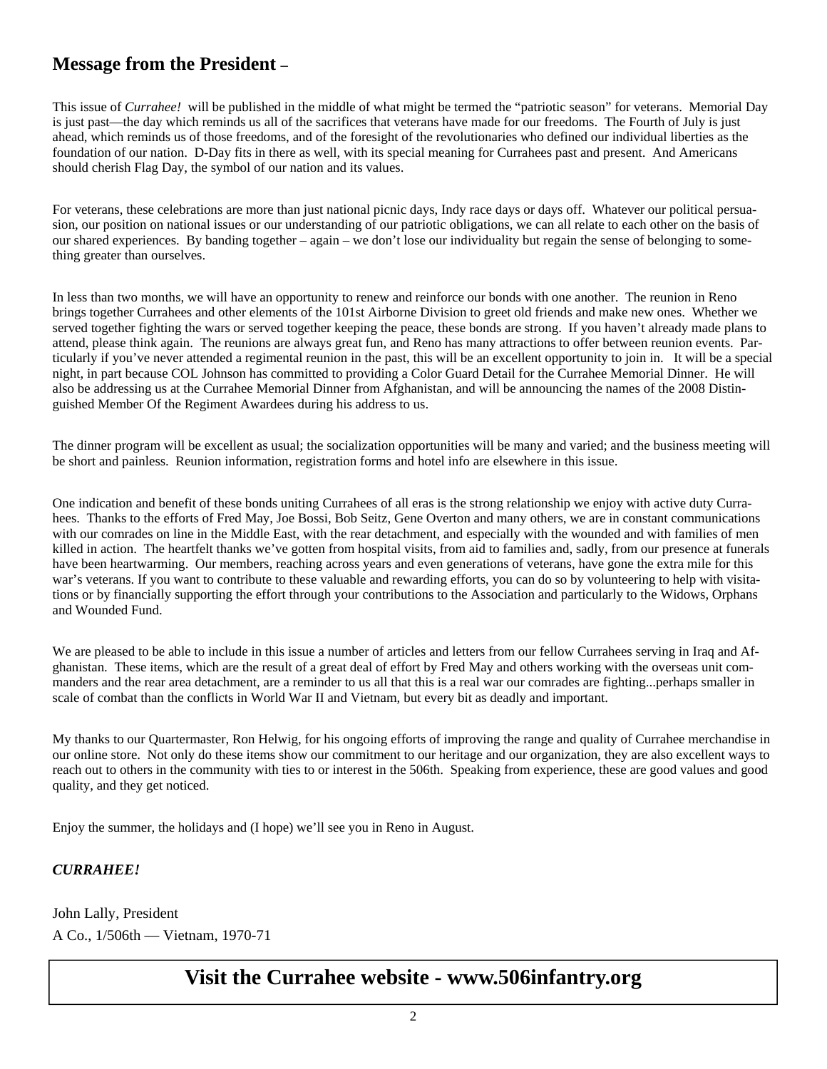## Message from the President –

This issue of *Currahee!* will be published in the middle of what might be termed the "patriotic season" for veterans. Memorial Day is just past—the day which reminds us all of the sacrifices that veterans have made for our freedoms. The Fourth of July is just ahead, which reminds us of those freedoms, and of the foresight of the revolutionaries who defined our individual liberties as the foundation of our nation. D-Day fits in there as well, with its special meaning for Currahees past and present. And Americans should cherish Flag Day, the symbol of our nation and its values.

For veterans, these celebrations are more than just national picnic days, Indy race days or days off. Whatever our political persuasion, our position on national issues or our understanding of our patriotic obligations, we can all relate to each other on the basis of our shared experiences. By banding together – again – we don't lose our individuality but regain the sense of belonging to something greater than ourselves.

In less than two months, we will have an opportunity to renew and reinforce our bonds with one another. The reunion in Reno brings together Currahees and other elements of the 101st Airborne Division to greet old friends and make new ones. Whether we served together fighting the wars or served together keeping the peace, these bonds are strong. If you haven't already made plans to attend, please think again. The reunions are always great fun, and Reno has many attractions to offer between reunion events. Particularly if you've never attended a regimental reunion in the past, this will be an excellent opportunity to join in. It will be a special night, in part because COL Johnson has committed to providing a Color Guard Detail for the Currahee Memorial Dinner. He will also be addressing us at the Currahee Memorial Dinner from Afghanistan, and will be announcing the names of the 2008 Distinguished Member Of the Regiment Awardees during his address to us.

The dinner program will be excellent as usual; the socialization opportunities will be many and varied; and the business meeting will be short and painless. Reunion information, registration forms and hotel info are elsewhere in this issue.

One indication and benefit of these bonds uniting Currahees of all eras is the strong relationship we enjoy with active duty Currahees. Thanks to the efforts of Fred May, Joe Bossi, Bob Seitz, Gene Overton and many others, we are in constant communications with our comrades on line in the Middle East, with the rear detachment, and especially with the wounded and with families of men killed in action. The heartfelt thanks we've gotten from hospital visits, from aid to families and, sadly, from our presence at funerals have been heartwarming. Our members, reaching across years and even generations of veterans, have gone the extra mile for this war's veterans. If you want to contribute to these valuable and rewarding efforts, you can do so by volunteering to help with visitations or by financially supporting the effort through your contributions to the Association and particularly to the Widows, Orphans and Wounded Fund.

We are pleased to be able to include in this issue a number of articles and letters from our fellow Currahees serving in Iraq and Afghanistan. These items, which are the result of a great deal of effort by Fred May and others working with the overseas unit commanders and the rear area detachment, are a reminder to us all that this is a real war our comrades are fighting...perhaps smaller in scale of combat than the conflicts in World War II and Vietnam, but every bit as deadly and important.

My thanks to our Quartermaster, Ron Helwig, for his ongoing efforts of improving the range and quality of Currahee merchandise in our online store. Not only do these items show our commitment to our heritage and our organization, they are also excellent ways to reach out to others in the community with ties to or interest in the 506th. Speaking from experience, these are good values and good quality, and they get noticed.

Enjoy the summer, the holidays and (I hope) we'll see you in Reno in August.

***CURRAHEE!***

John Lally, President
A Co., 1/506th — Vietnam, 1970-71

## Visit the Currahee website - www.506infantry.org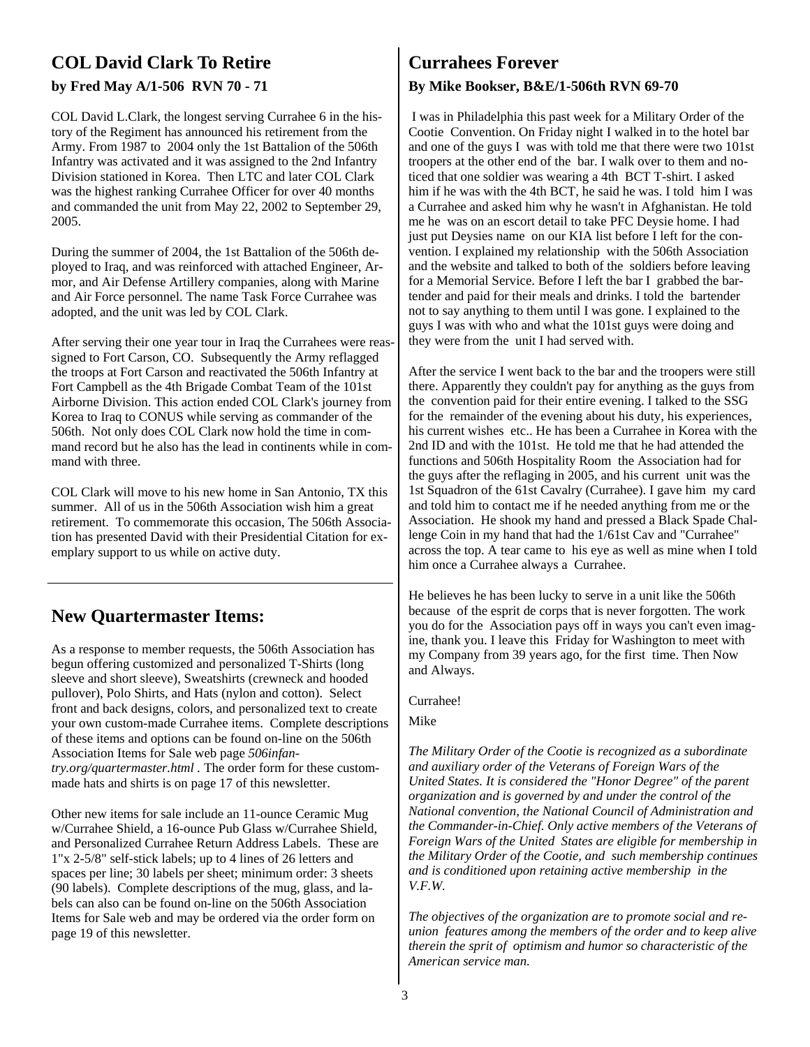## COL David Clark To Retire

**by Fred May A/1-506 RVN 70 - 71**

COL David L.Clark, the longest serving Currahee 6 in the history of the Regiment has announced his retirement from the Army. From 1987 to 2004 only the 1st Battalion of the 506th Infantry was activated and it was assigned to the 2nd Infantry Division stationed in Korea. Then LTC and later COL Clark was the highest ranking Currahee Officer for over 40 months and commanded the unit from May 22, 2002 to September 29, 2005.

During the summer of 2004, the 1st Battalion of the 506th deployed to Iraq, and was reinforced with attached Engineer, Armor, and Air Defense Artillery companies, along with Marine and Air Force personnel. The name Task Force Currahee was adopted, and the unit was led by COL Clark.

After serving their one year tour in Iraq the Currahees were reassigned to Fort Carson, CO. Subsequently the Army reflagged the troops at Fort Carson and reactivated the 506th Infantry at Fort Campbell as the 4th Brigade Combat Team of the 101st Airborne Division. This action ended COL Clark's journey from Korea to Iraq to CONUS while serving as commander of the 506th. Not only does COL Clark now hold the time in command record but he also has the lead in continents while in command with three.

COL Clark will move to his new home in San Antonio, TX this summer. All of us in the 506th Association wish him a great retirement. To commemorate this occasion, The 506th Association has presented David with their Presidential Citation for exemplary support to us while on active duty.

## New Quartermaster Items:

As a response to member requests, the 506th Association has begun offering customized and personalized T-Shirts (long sleeve and short sleeve), Sweatshirts (crewneck and hooded pullover), Polo Shirts, and Hats (nylon and cotton). Select front and back designs, colors, and personalized text to create your own custom-made Currahee items. Complete descriptions of these items and options can be found on-line on the 506th Association Items for Sale web page *506infantry.org/quartermaster.html* . The order form for these custom-made hats and shirts is on page 17 of this newsletter.

Other new items for sale include an 11-ounce Ceramic Mug w/Currahee Shield, a 16-ounce Pub Glass w/Currahee Shield, and Personalized Currahee Return Address Labels. These are 1"x 2-5/8" self-stick labels; up to 4 lines of 26 letters and spaces per line; 30 labels per sheet; minimum order: 3 sheets (90 labels). Complete descriptions of the mug, glass, and labels can also can be found on-line on the 506th Association Items for Sale web and may be ordered via the order form on page 19 of this newsletter.

## Currahees Forever

**By Mike Bookser, B&E/1-506th RVN 69-70**

I was in Philadelphia this past week for a Military Order of the Cootie Convention. On Friday night I walked in to the hotel bar and one of the guys I was with told me that there were two 101st troopers at the other end of the bar. I walk over to them and noticed that one soldier was wearing a 4th BCT T-shirt. I asked him if he was with the 4th BCT, he said he was. I told him I was a Currahee and asked him why he wasn't in Afghanistan. He told me he was on an escort detail to take PFC Deysie home. I had just put Deysies name on our KIA list before I left for the convention. I explained my relationship with the 506th Association and the website and talked to both of the soldiers before leaving for a Memorial Service. Before I left the bar I grabbed the bartender and paid for their meals and drinks. I told the bartender not to say anything to them until I was gone. I explained to the guys I was with who and what the 101st guys were doing and they were from the unit I had served with.

After the service I went back to the bar and the troopers were still there. Apparently they couldn't pay for anything as the guys from the convention paid for their entire evening. I talked to the SSG for the remainder of the evening about his duty, his experiences, his current wishes etc.. He has been a Currahee in Korea with the 2nd ID and with the 101st. He told me that he had attended the functions and 506th Hospitality Room the Association had for the guys after the reflaging in 2005, and his current unit was the 1st Squadron of the 61st Cavalry (Currahee). I gave him my card and told him to contact me if he needed anything from me or the Association. He shook my hand and pressed a Black Spade Challenge Coin in my hand that had the 1/61st Cav and "Currahee" across the top. A tear came to his eye as well as mine when I told him once a Currahee always a Currahee.

He believes he has been lucky to serve in a unit like the 506th because of the esprit de corps that is never forgotten. The work you do for the Association pays off in ways you can't even imagine, thank you. I leave this Friday for Washington to meet with my Company from 39 years ago, for the first time. Then Now and Always.

Currahee!

Mike

*The Military Order of the Cootie is recognized as a subordinate and auxiliary order of the Veterans of Foreign Wars of the United States. It is considered the "Honor Degree" of the parent organization and is governed by and under the control of the National convention, the National Council of Administration and the Commander-in-Chief. Only active members of the Veterans of Foreign Wars of the United States are eligible for membership in the Military Order of the Cootie, and such membership continues and is conditioned upon retaining active membership in the V.F.W.*

*The objectives of the organization are to promote social and reunion features among the members of the order and to keep alive therein the sprit of optimism and humor so characteristic of the American service man.*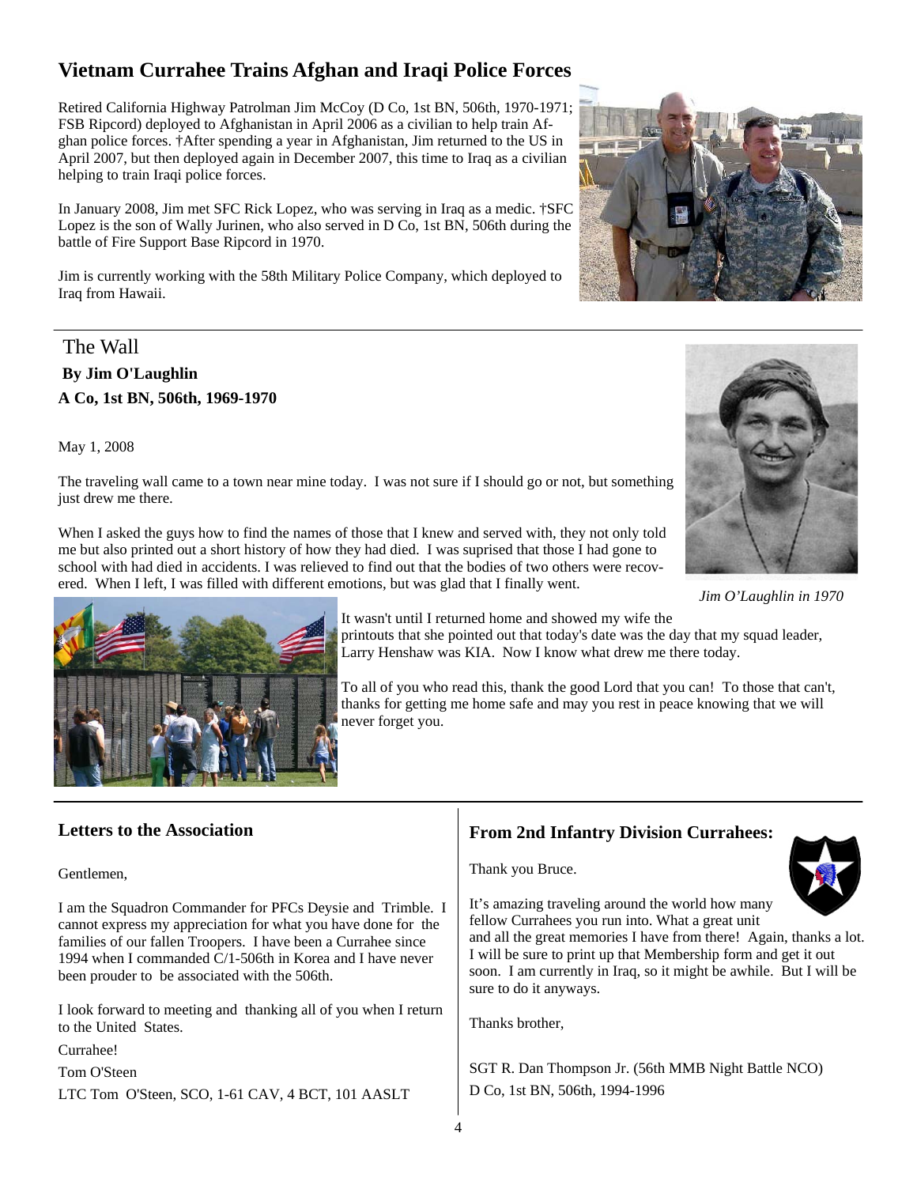## Vietnam Currahee Trains Afghan and Iraqi Police Forces

Retired California Highway Patrolman Jim McCoy (D Co, 1st BN, 506th, 1970-1971; FSB Ripcord) deployed to Afghanistan in April 2006 as a civilian to help train Afghan police forces. †After spending a year in Afghanistan, Jim returned to the US in April 2007, but then deployed again in December 2007, this time to Iraq as a civilian helping to train Iraqi police forces.

In January 2008, Jim met SFC Rick Lopez, who was serving in Iraq as a medic. †SFC Lopez is the son of Wally Jurinen, who also served in D Co, 1st BN, 506th during the battle of Fire Support Base Ripcord in 1970.

Jim is currently working with the 58th Military Police Company, which deployed to Iraq from Hawaii.

## The Wall

**By Jim O'Laughlin**

**A Co, 1st BN, 506th, 1969-1970**

May 1, 2008

The traveling wall came to a town near mine today. I was not sure if I should go or not, but something just drew me there.

When I asked the guys how to find the names of those that I knew and served with, they not only told me but also printed out a short history of how they had died. I was suprised that those I had gone to school with had died in accidents. I was relieved to find out that the bodies of two others were recovered. When I left, I was filled with different emotions, but was glad that I finally went.

*Jim O'Laughlin in 1970*

It wasn't until I returned home and showed my wife the printouts that she pointed out that today's date was the day that my squad leader, Larry Henshaw was KIA. Now I know what drew me there today.

To all of you who read this, thank the good Lord that you can! To those that can't, thanks for getting me home safe and may you rest in peace knowing that we will never forget you.

## Letters to the Association

Gentlemen,

I am the Squadron Commander for PFCs Deysie and Trimble. I cannot express my appreciation for what you have done for the families of our fallen Troopers. I have been a Currahee since 1994 when I commanded C/1-506th in Korea and I have never been prouder to be associated with the 506th.

I look forward to meeting and thanking all of you when I return to the United States.

Currahee!

Tom O'Steen

LTC Tom O'Steen, SCO, 1-61 CAV, 4 BCT, 101 AASLT

## From 2nd Infantry Division Currahees:

Thank you Bruce.

It's amazing traveling around the world how many fellow Currahees you run into. What a great unit and all the great memories I have from there! Again, thanks a lot. I will be sure to print up that Membership form and get it out soon. I am currently in Iraq, so it might be awhile. But I will be sure to do it anyways.

Thanks brother,

SGT R. Dan Thompson Jr. (56th MMB Night Battle NCO)
D Co, 1st BN, 506th, 1994-1996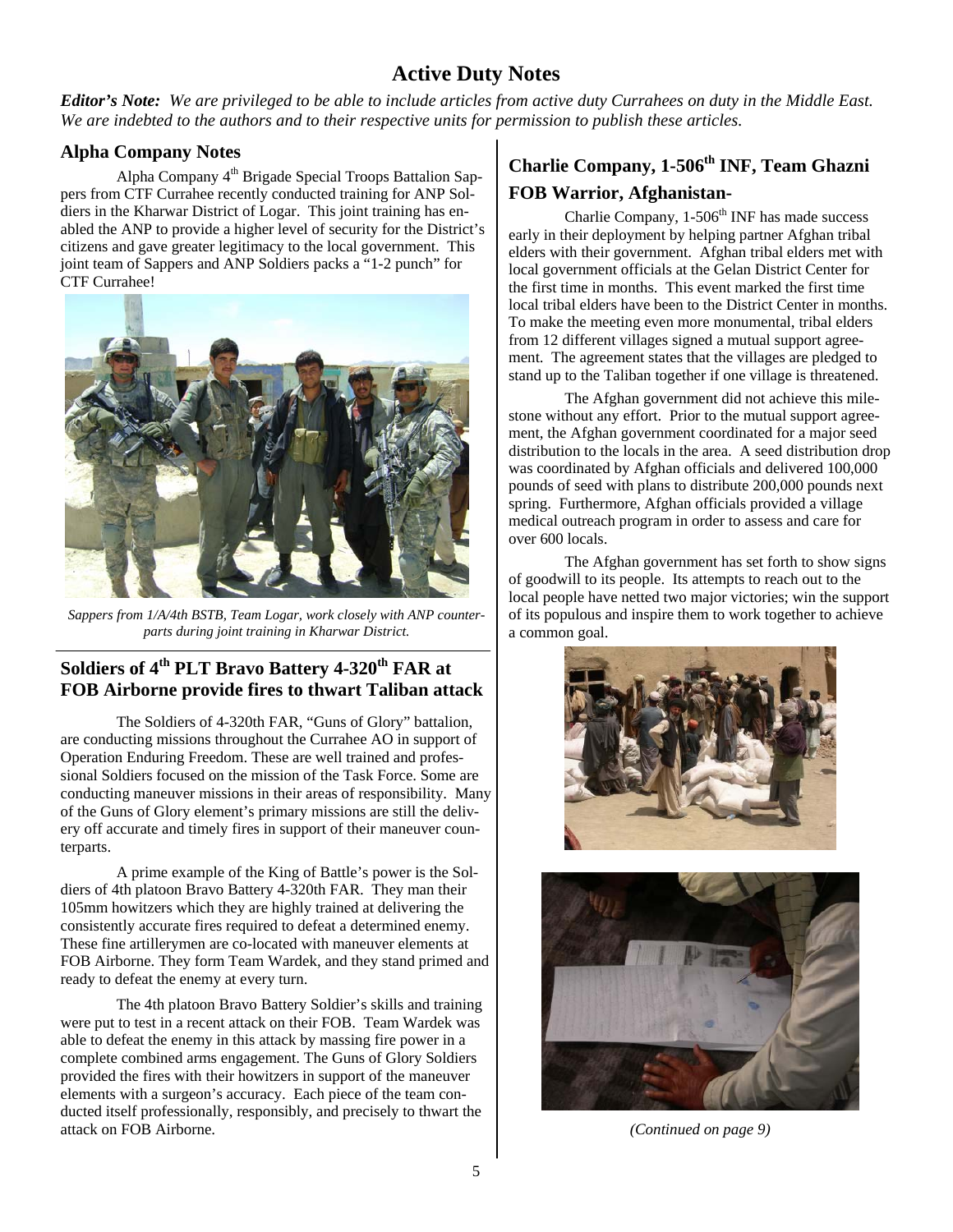# Active Duty Notes

***Editor's Note:** We are privileged to be able to include articles from active duty Currahees on duty in the Middle East. We are indebted to the authors and to their respective units for permission to publish these articles.*

## Alpha Company Notes

Alpha Company 4th Brigade Special Troops Battalion Sappers from CTF Currahee recently conducted training for ANP Soldiers in the Kharwar District of Logar. This joint training has enabled the ANP to provide a higher level of security for the District's citizens and gave greater legitimacy to the local government. This joint team of Sappers and ANP Soldiers packs a "1-2 punch" for CTF Currahee!

*Sappers from 1/A/4th BSTB, Team Logar, work closely with ANP counterparts during joint training in Kharwar District.*

## Soldiers of 4th PLT Bravo Battery 4-320th FAR at FOB Airborne provide fires to thwart Taliban attack

The Soldiers of 4-320th FAR, "Guns of Glory" battalion, are conducting missions throughout the Currahee AO in support of Operation Enduring Freedom. These are well trained and professional Soldiers focused on the mission of the Task Force. Some are conducting maneuver missions in their areas of responsibility. Many of the Guns of Glory element's primary missions are still the delivery off accurate and timely fires in support of their maneuver counterparts.

A prime example of the King of Battle's power is the Soldiers of 4th platoon Bravo Battery 4-320th FAR. They man their 105mm howitzers which they are highly trained at delivering the consistently accurate fires required to defeat a determined enemy. These fine artillerymen are co-located with maneuver elements at FOB Airborne. They form Team Wardek, and they stand primed and ready to defeat the enemy at every turn.

The 4th platoon Bravo Battery Soldier's skills and training were put to test in a recent attack on their FOB. Team Wardek was able to defeat the enemy in this attack by massing fire power in a complete combined arms engagement. The Guns of Glory Soldiers provided the fires with their howitzers in support of the maneuver elements with a surgeon's accuracy. Each piece of the team conducted itself professionally, responsibly, and precisely to thwart the attack on FOB Airborne.

## Charlie Company, 1-506th INF, Team Ghazni FOB Warrior, Afghanistan-

Charlie Company, 1-506th INF has made success early in their deployment by helping partner Afghan tribal elders with their government. Afghan tribal elders met with local government officials at the Gelan District Center for the first time in months. This event marked the first time local tribal elders have been to the District Center in months. To make the meeting even more monumental, tribal elders from 12 different villages signed a mutual support agreement. The agreement states that the villages are pledged to stand up to the Taliban together if one village is threatened.

The Afghan government did not achieve this milestone without any effort. Prior to the mutual support agreement, the Afghan government coordinated for a major seed distribution to the locals in the area. A seed distribution drop was coordinated by Afghan officials and delivered 100,000 pounds of seed with plans to distribute 200,000 pounds next spring. Furthermore, Afghan officials provided a village medical outreach program in order to assess and care for over 600 locals.

The Afghan government has set forth to show signs of goodwill to its people. Its attempts to reach out to the local people have netted two major victories; win the support of its populous and inspire them to work together to achieve a common goal.

*(Continued on page 9)*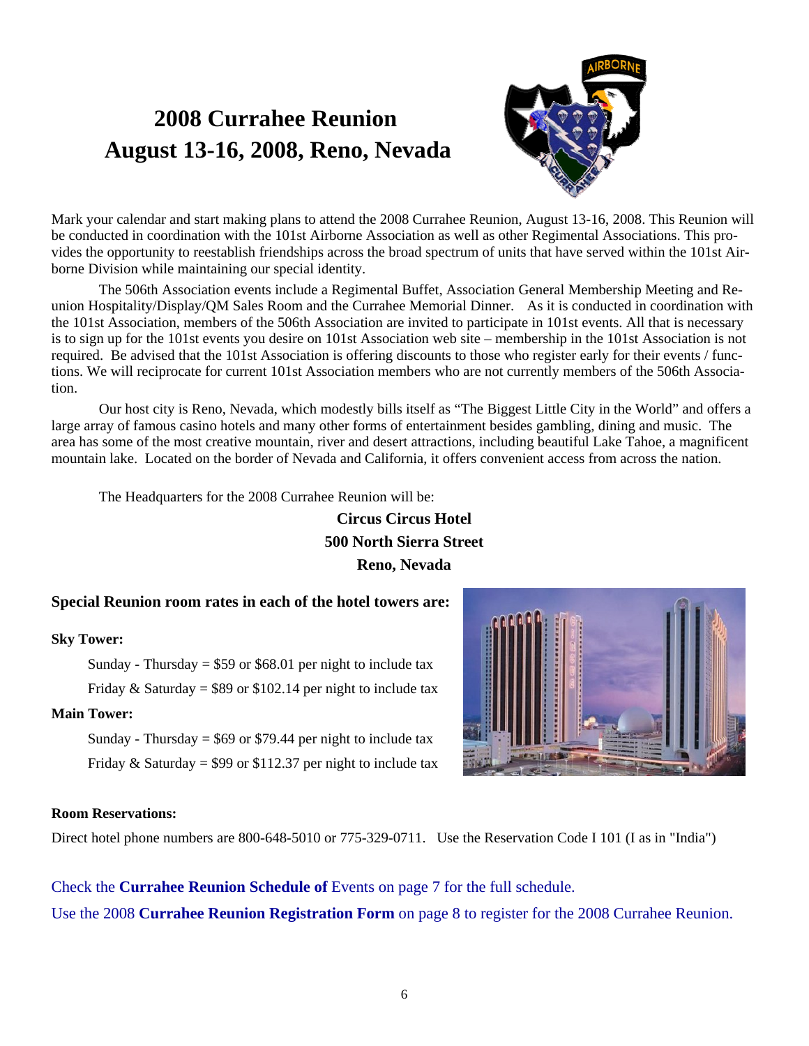# 2008 Currahee Reunion
# August 13-16, 2008, Reno, Nevada

Mark your calendar and start making plans to attend the 2008 Currahee Reunion, August 13-16, 2008. This Reunion will be conducted in coordination with the 101st Airborne Association as well as other Regimental Associations. This provides the opportunity to reestablish friendships across the broad spectrum of units that have served within the 101st Airborne Division while maintaining our special identity.

The 506th Association events include a Regimental Buffet, Association General Membership Meeting and Reunion Hospitality/Display/QM Sales Room and the Currahee Memorial Dinner. As it is conducted in coordination with the 101st Association, members of the 506th Association are invited to participate in 101st events. All that is necessary is to sign up for the 101st events you desire on 101st Association web site – membership in the 101st Association is not required. Be advised that the 101st Association is offering discounts to those who register early for their events / functions. We will reciprocate for current 101st Association members who are not currently members of the 506th Association.

Our host city is Reno, Nevada, which modestly bills itself as "The Biggest Little City in the World" and offers a large array of famous casino hotels and many other forms of entertainment besides gambling, dining and music. The area has some of the most creative mountain, river and desert attractions, including beautiful Lake Tahoe, a magnificent mountain lake. Located on the border of Nevada and California, it offers convenient access from across the nation.

The Headquarters for the 2008 Currahee Reunion will be:

**Circus Circus Hotel**
**500 North Sierra Street**
**Reno, Nevada**

### Special Reunion room rates in each of the hotel towers are:

**Sky Tower:**

Sunday - Thursday = $59 or $68.01 per night to include tax

Friday & Saturday = $89 or $102.14 per night to include tax

**Main Tower:**

Sunday - Thursday = $69 or $79.44 per night to include tax

Friday & Saturday = $99 or $112.37 per night to include tax

**Room Reservations:**

Direct hotel phone numbers are 800-648-5010 or 775-329-0711. Use the Reservation Code I 101 (I as in "India")

Check the **Currahee Reunion Schedule of** Events on page 7 for the full schedule.

Use the 2008 **Currahee Reunion Registration Form** on page 8 to register for the 2008 Currahee Reunion.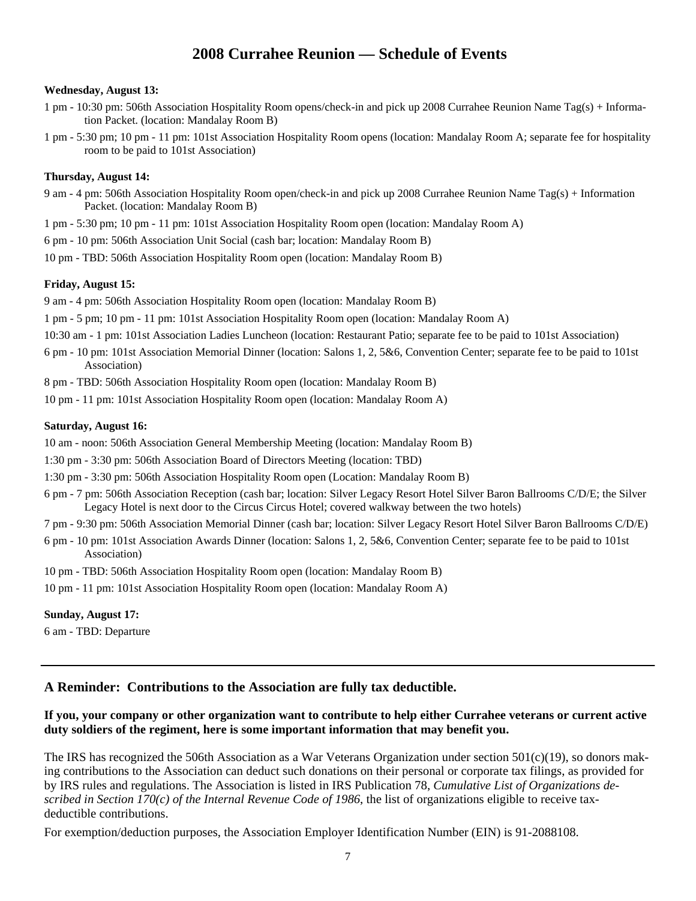# 2008 Currahee Reunion — Schedule of Events

**Wednesday, August 13:**

1 pm - 10:30 pm: 506th Association Hospitality Room opens/check-in and pick up 2008 Currahee Reunion Name Tag(s) + Information Packet. (location: Mandalay Room B)

1 pm - 5:30 pm; 10 pm - 11 pm: 101st Association Hospitality Room opens (location: Mandalay Room A; separate fee for hospitality room to be paid to 101st Association)

**Thursday, August 14:**

9 am - 4 pm: 506th Association Hospitality Room open/check-in and pick up 2008 Currahee Reunion Name Tag(s) + Information Packet. (location: Mandalay Room B)

1 pm - 5:30 pm; 10 pm - 11 pm: 101st Association Hospitality Room open (location: Mandalay Room A)

6 pm - 10 pm: 506th Association Unit Social (cash bar; location: Mandalay Room B)

10 pm - TBD: 506th Association Hospitality Room open (location: Mandalay Room B)

**Friday, August 15:**

9 am - 4 pm: 506th Association Hospitality Room open (location: Mandalay Room B)

1 pm - 5 pm; 10 pm - 11 pm: 101st Association Hospitality Room open (location: Mandalay Room A)

10:30 am - 1 pm: 101st Association Ladies Luncheon (location: Restaurant Patio; separate fee to be paid to 101st Association)

6 pm - 10 pm: 101st Association Memorial Dinner (location: Salons 1, 2, 5&6, Convention Center; separate fee to be paid to 101st Association)

8 pm - TBD: 506th Association Hospitality Room open (location: Mandalay Room B)

10 pm - 11 pm: 101st Association Hospitality Room open (location: Mandalay Room A)

**Saturday, August 16:**

10 am - noon: 506th Association General Membership Meeting (location: Mandalay Room B)

1:30 pm - 3:30 pm: 506th Association Board of Directors Meeting (location: TBD)

1:30 pm - 3:30 pm: 506th Association Hospitality Room open (Location: Mandalay Room B)

6 pm - 7 pm: 506th Association Reception (cash bar; location: Silver Legacy Resort Hotel Silver Baron Ballrooms C/D/E; the Silver Legacy Hotel is next door to the Circus Circus Hotel; covered walkway between the two hotels)

7 pm - 9:30 pm: 506th Association Memorial Dinner (cash bar; location: Silver Legacy Resort Hotel Silver Baron Ballrooms C/D/E)

6 pm - 10 pm: 101st Association Awards Dinner (location: Salons 1, 2, 5&6, Convention Center; separate fee to be paid to 101st Association)

10 pm - TBD: 506th Association Hospitality Room open (location: Mandalay Room B)

10 pm - 11 pm: 101st Association Hospitality Room open (location: Mandalay Room A)

**Sunday, August 17:**

6 am - TBD: Departure

---

## A Reminder: Contributions to the Association are fully tax deductible.

**If you, your company or other organization want to contribute to help either Currahee veterans or current active duty soldiers of the regiment, here is some important information that may benefit you.**

The IRS has recognized the 506th Association as a War Veterans Organization under section 501(c)(19), so donors making contributions to the Association can deduct such donations on their personal or corporate tax filings, as provided for by IRS rules and regulations. The Association is listed in IRS Publication 78, *Cumulative List of Organizations described in Section 170(c) of the Internal Revenue Code of 1986*, the list of organizations eligible to receive tax-deductible contributions.

For exemption/deduction purposes, the Association Employer Identification Number (EIN) is 91-2088108.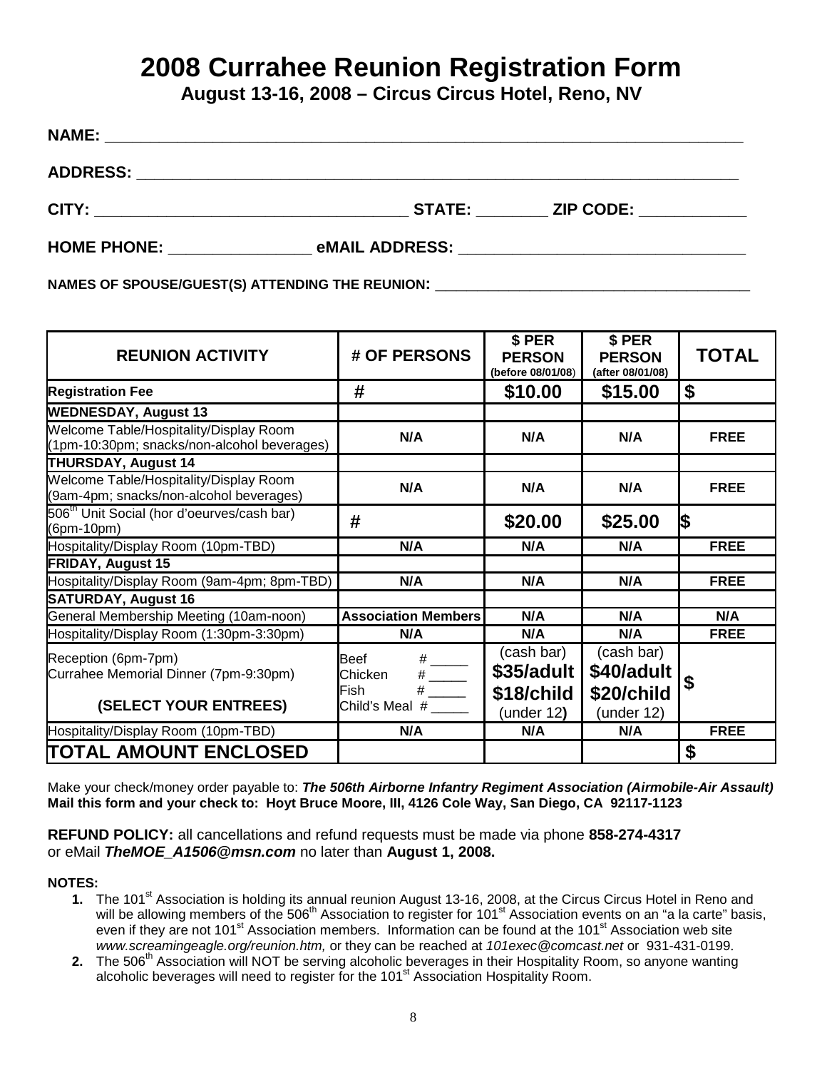# 2008 Currahee Reunion Registration Form

**August 13-16, 2008 – Circus Circus Hotel, Reno, NV**

**NAME:** ______________________________________________________________________________

**ADDRESS:** ___________________________________________________________________________

**CITY:** ____________________________________ **STATE:** ________ **ZIP CODE:** ____________

**HOME PHONE:** ________________ **eMAIL ADDRESS:** _________________________________

**NAMES OF SPOUSE/GUEST(S) ATTENDING THE REUNION:** ________________________________________

| REUNION ACTIVITY | # OF PERSONS | $ PER PERSON (before 08/01/08) | $ PER PERSON (after 08/01/08) | TOTAL |
|---|---|---|---|---|
| **Registration Fee** | # | **$10.00** | **$15.00** | **$** |
| **WEDNESDAY, August 13** | | | | |
| Welcome Table/Hospitality/Display Room (1pm-10:30pm; snacks/non-alcohol beverages) | **N/A** | **N/A** | **N/A** | **FREE** |
| **THURSDAY, August 14** | | | | |
| Welcome Table/Hospitality/Display Room (9am-4pm; snacks/non-alcohol beverages) | **N/A** | **N/A** | **N/A** | **FREE** |
| 506th Unit Social (hor d'oeurves/cash bar) (6pm-10pm) | # | **$20.00** | **$25.00** | **$** |
| Hospitality/Display Room (10pm-TBD) | **N/A** | **N/A** | **N/A** | **FREE** |
| **FRIDAY, August 15** | | | | |
| Hospitality/Display Room (9am-4pm; 8pm-TBD) | **N/A** | **N/A** | **N/A** | **FREE** |
| **SATURDAY, August 16** | | | | |
| General Membership Meeting (10am-noon) | **Association Members** | **N/A** | **N/A** | **N/A** |
| Hospitality/Display Room (1:30pm-3:30pm) | **N/A** | **N/A** | **N/A** | **FREE** |
| Reception (6pm-7pm) Currahee Memorial Dinner (7pm-9:30pm) **(SELECT YOUR ENTREES)** | Beef # _____ Chicken # _____ Fish # _____ Child's Meal # _____ | (cash bar) **$35/adult** **$18/child** (under 12) | (cash bar) **$40/adult** **$20/child** (under 12) | **$** |
| Hospitality/Display Room (10pm-TBD) | **N/A** | **N/A** | **N/A** | **FREE** |
| **TOTAL AMOUNT ENCLOSED** | | | | **$** |

Make your check/money order payable to: ***The 506th Airborne Infantry Regiment Association (Airmobile-Air Assault)***
**Mail this form and your check to: Hoyt Bruce Moore, III, 4126 Cole Way, San Diego, CA 92117-1123**

**REFUND POLICY:** all cancellations and refund requests must be made via phone **858-274-4317** or eMail ***TheMOE_A1506@msn.com*** no later than **August 1, 2008.**

**NOTES:**

1. The 101st Association is holding its annual reunion August 13-16, 2008, at the Circus Circus Hotel in Reno and will be allowing members of the 506th Association to register for 101st Association events on an "a la carte" basis, even if they are not 101st Association members. Information can be found at the 101st Association web site *www.screamingeagle.org/reunion.htm,* or they can be reached at *101exec@comcast.net* or 931-431-0199.
2. The 506th Association will NOT be serving alcoholic beverages in their Hospitality Room, so anyone wanting alcoholic beverages will need to register for the 101st Association Hospitality Room.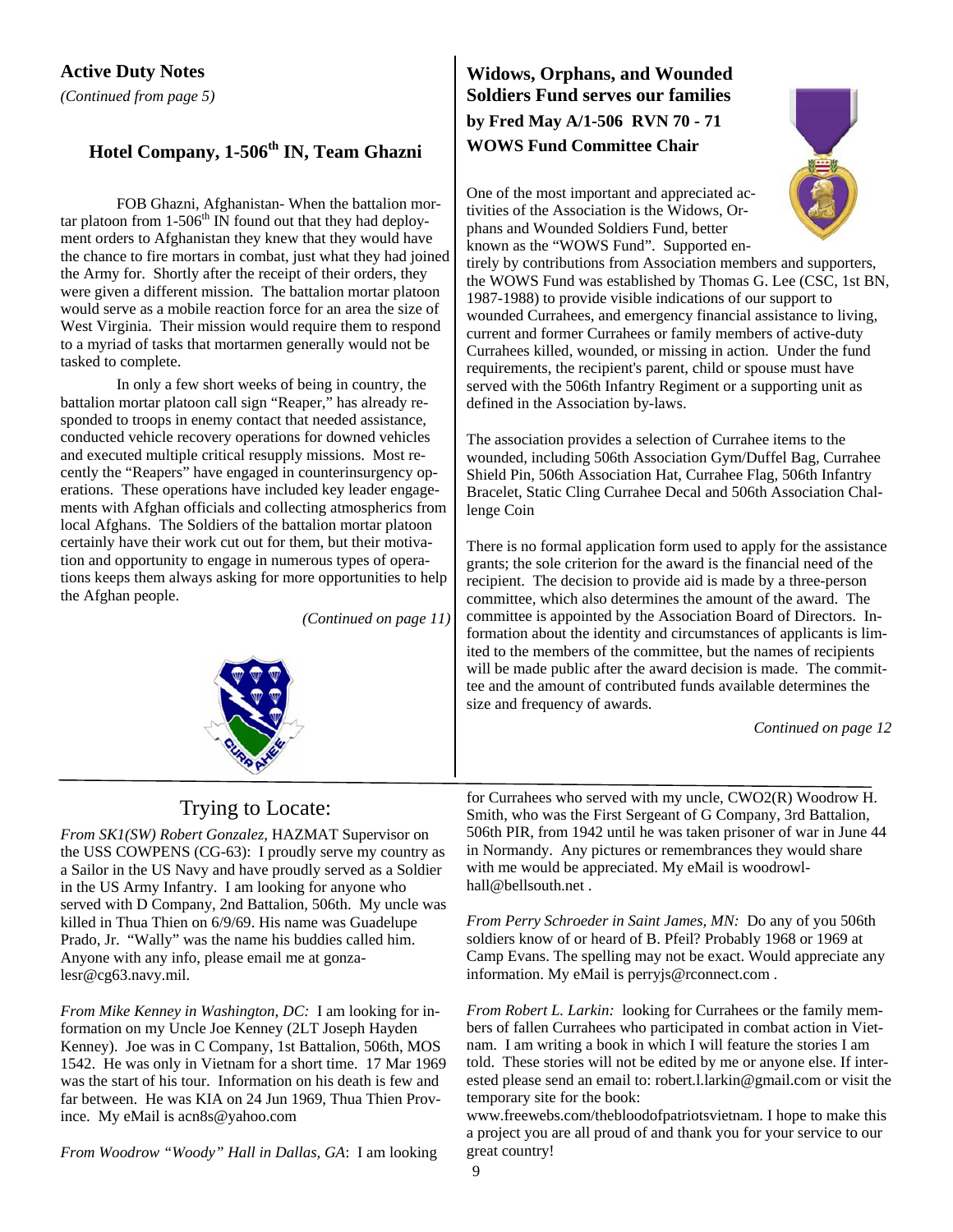## Active Duty Notes

*(Continued from page 5)*

### Hotel Company, 1-506th IN, Team Ghazni

FOB Ghazni, Afghanistan- When the battalion mortar platoon from 1-506th IN found out that they had deployment orders to Afghanistan they knew that they would have the chance to fire mortars in combat, just what they had joined the Army for. Shortly after the receipt of their orders, they were given a different mission. The battalion mortar platoon would serve as a mobile reaction force for an area the size of West Virginia. Their mission would require them to respond to a myriad of tasks that mortarmen generally would not be tasked to complete.

In only a few short weeks of being in country, the battalion mortar platoon call sign "Reaper," has already responded to troops in enemy contact that needed assistance, conducted vehicle recovery operations for downed vehicles and executed multiple critical resupply missions. Most recently the "Reapers" have engaged in counterinsurgency operations. These operations have included key leader engagements with Afghan officials and collecting atmospherics from local Afghans. The Soldiers of the battalion mortar platoon certainly have their work cut out for them, but their motivation and opportunity to engage in numerous types of operations keeps them always asking for more opportunities to help the Afghan people.

*(Continued on page 11)*

## Widows, Orphans, and Wounded Soldiers Fund serves our families

**by Fred May A/1-506 RVN 70 - 71**
**WOWS Fund Committee Chair**

One of the most important and appreciated activities of the Association is the Widows, Orphans and Wounded Soldiers Fund, better known as the "WOWS Fund". Supported entirely by contributions from Association members and supporters, the WOWS Fund was established by Thomas G. Lee (CSC, 1st BN, 1987-1988) to provide visible indications of our support to wounded Currahees, and emergency financial assistance to living, current and former Currahees or family members of active-duty Currahees killed, wounded, or missing in action. Under the fund requirements, the recipient's parent, child or spouse must have served with the 506th Infantry Regiment or a supporting unit as defined in the Association by-laws.

The association provides a selection of Currahee items to the wounded, including 506th Association Gym/Duffel Bag, Currahee Shield Pin, 506th Association Hat, Currahee Flag, 506th Infantry Bracelet, Static Cling Currahee Decal and 506th Association Challenge Coin

There is no formal application form used to apply for the assistance grants; the sole criterion for the award is the financial need of the recipient. The decision to provide aid is made by a three-person committee, which also determines the amount of the award. The committee is appointed by the Association Board of Directors. Information about the identity and circumstances of applicants is limited to the members of the committee, but the names of recipients will be made public after the award decision is made. The committee and the amount of contributed funds available determines the size and frequency of awards.

*Continued on page 12*

## Trying to Locate:

*From SK1(SW) Robert Gonzalez,* HAZMAT Supervisor on the USS COWPENS (CG-63): I proudly serve my country as a Sailor in the US Navy and have proudly served as a Soldier in the US Army Infantry. I am looking for anyone who served with D Company, 2nd Battalion, 506th. My uncle was killed in Thua Thien on 6/9/69. His name was Guadelupe Prado, Jr. "Wally" was the name his buddies called him. Anyone with any info, please email me at gonzalesr@cg63.navy.mil.

*From Mike Kenney in Washington, DC:* I am looking for information on my Uncle Joe Kenney (2LT Joseph Hayden Kenney). Joe was in C Company, 1st Battalion, 506th, MOS 1542. He was only in Vietnam for a short time. 17 Mar 1969 was the start of his tour. Information on his death is few and far between. He was KIA on 24 Jun 1969, Thua Thien Province. My eMail is acn8s@yahoo.com

*From Woodrow "Woody" Hall in Dallas, GA*: I am looking for Currahees who served with my uncle, CWO2(R) Woodrow H. Smith, who was the First Sergeant of G Company, 3rd Battalion, 506th PIR, from 1942 until he was taken prisoner of war in June 44 in Normandy. Any pictures or remembrances they would share with me would be appreciated. My eMail is woodrowlhall@bellsouth.net .

*From Perry Schroeder in Saint James, MN:* Do any of you 506th soldiers know of or heard of B. Pfeil? Probably 1968 or 1969 at Camp Evans. The spelling may not be exact. Would appreciate any information. My eMail is perryjs@rconnect.com .

*From Robert L. Larkin:* looking for Currahees or the family members of fallen Currahees who participated in combat action in Vietnam. I am writing a book in which I will feature the stories I am told. These stories will not be edited by me or anyone else. If interested please send an email to: robert.l.larkin@gmail.com or visit the temporary site for the book: www.freewebs.com/thebloodofpatriotsvietnam. I hope to make this a project you are all proud of and thank you for your service to our great country!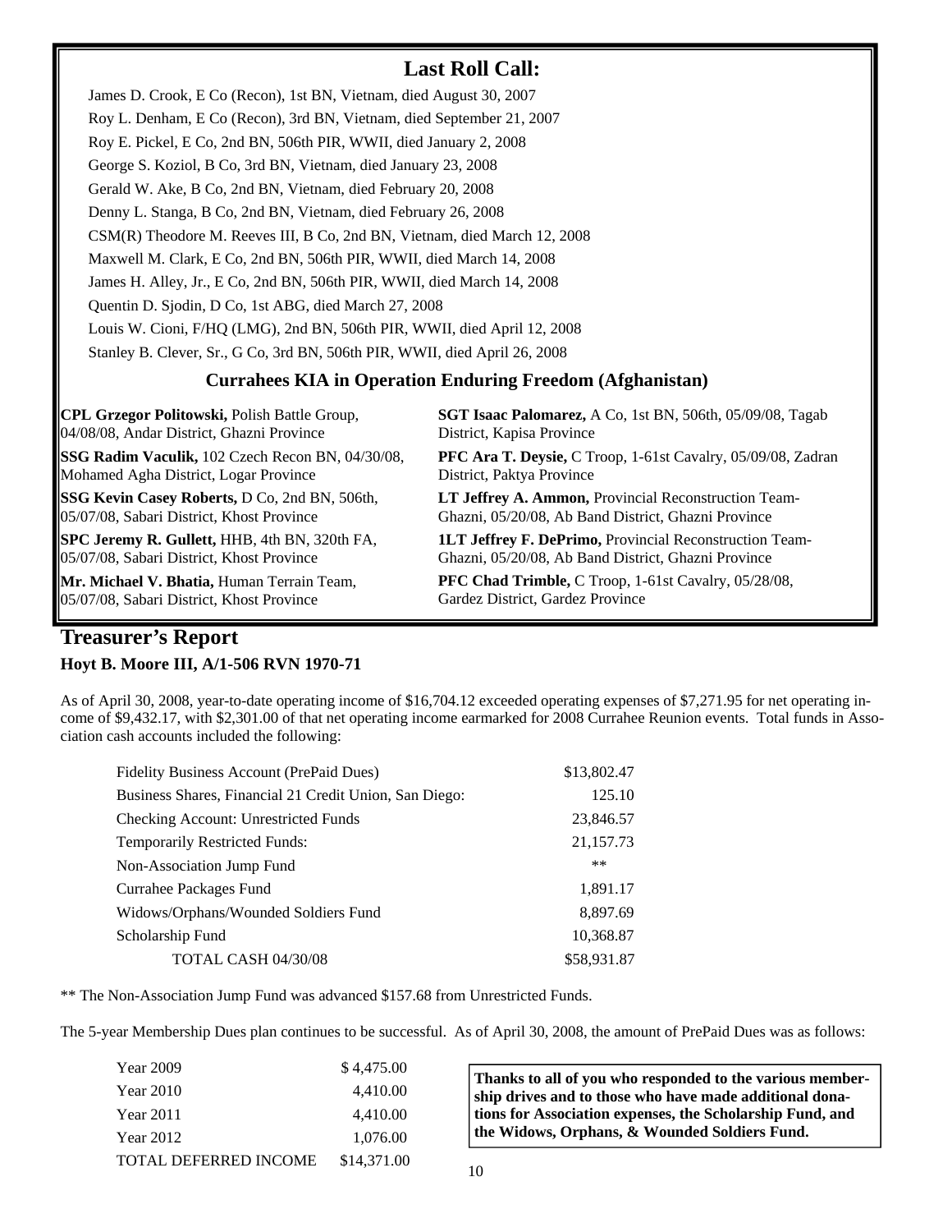## Last Roll Call:

James D. Crook, E Co (Recon), 1st BN, Vietnam, died August 30, 2007

Roy L. Denham, E Co (Recon), 3rd BN, Vietnam, died September 21, 2007

Roy E. Pickel, E Co, 2nd BN, 506th PIR, WWII, died January 2, 2008

George S. Koziol, B Co, 3rd BN, Vietnam, died January 23, 2008

Gerald W. Ake, B Co, 2nd BN, Vietnam, died February 20, 2008

Denny L. Stanga, B Co, 2nd BN, Vietnam, died February 26, 2008

CSM(R) Theodore M. Reeves III, B Co, 2nd BN, Vietnam, died March 12, 2008

Maxwell M. Clark, E Co, 2nd BN, 506th PIR, WWII, died March 14, 2008

James H. Alley, Jr., E Co, 2nd BN, 506th PIR, WWII, died March 14, 2008

Quentin D. Sjodin, D Co, 1st ABG, died March 27, 2008

Louis W. Cioni, F/HQ (LMG), 2nd BN, 506th PIR, WWII, died April 12, 2008

Stanley B. Clever, Sr., G Co, 3rd BN, 506th PIR, WWII, died April 26, 2008

### Currahees KIA in Operation Enduring Freedom (Afghanistan)

**CPL Grzegor Politowski,** Polish Battle Group, 04/08/08, Andar District, Ghazni Province

**SSG Radim Vaculik,** 102 Czech Recon BN, 04/30/08, Mohamed Agha District, Logar Province

**SSG Kevin Casey Roberts,** D Co, 2nd BN, 506th, 05/07/08, Sabari District, Khost Province

**SPC Jeremy R. Gullett,** HHB, 4th BN, 320th FA, 05/07/08, Sabari District, Khost Province

**Mr. Michael V. Bhatia,** Human Terrain Team, 05/07/08, Sabari District, Khost Province

**SGT Isaac Palomarez,** A Co, 1st BN, 506th, 05/09/08, Tagab District, Kapisa Province

**PFC Ara T. Deysie,** C Troop, 1-61st Cavalry, 05/09/08, Zadran District, Paktya Province

**LT Jeffrey A. Ammon,** Provincial Reconstruction Team-Ghazni, 05/20/08, Ab Band District, Ghazni Province

**1LT Jeffrey F. DePrimo,** Provincial Reconstruction Team-Ghazni, 05/20/08, Ab Band District, Ghazni Province

**PFC Chad Trimble,** C Troop, 1-61st Cavalry, 05/28/08, Gardez District, Gardez Province

## Treasurer's Report

**Hoyt B. Moore III, A/1-506 RVN 1970-71**

As of April 30, 2008, year-to-date operating income of $16,704.12 exceeded operating expenses of $7,271.95 for net operating income of $9,432.17, with $2,301.00 of that net operating income earmarked for 2008 Currahee Reunion events. Total funds in Association cash accounts included the following:

| Account | Amount |
|---|---|
| Fidelity Business Account (PrePaid Dues) | $13,802.47 |
| Business Shares, Financial 21 Credit Union, San Diego: | 125.10 |
| Checking Account: Unrestricted Funds | 23,846.57 |
| Temporarily Restricted Funds: | 21,157.73 |
| Non-Association Jump Fund | ** |
| Currahee Packages Fund | 1,891.17 |
| Widows/Orphans/Wounded Soldiers Fund | 8,897.69 |
| Scholarship Fund | 10,368.87 |
| TOTAL CASH 04/30/08 | $58,931.87 |

** The Non-Association Jump Fund was advanced $157.68 from Unrestricted Funds.

The 5-year Membership Dues plan continues to be successful. As of April 30, 2008, the amount of PrePaid Dues was as follows:

| Year | Amount |
|---|---|
| Year 2009 | $ 4,475.00 |
| Year 2010 | 4,410.00 |
| Year 2011 | 4,410.00 |
| Year 2012 | 1,076.00 |
| TOTAL DEFERRED INCOME | $14,371.00 |

**Thanks to all of you who responded to the various membership drives and to those who have made additional donations for Association expenses, the Scholarship Fund, and the Widows, Orphans, & Wounded Soldiers Fund.**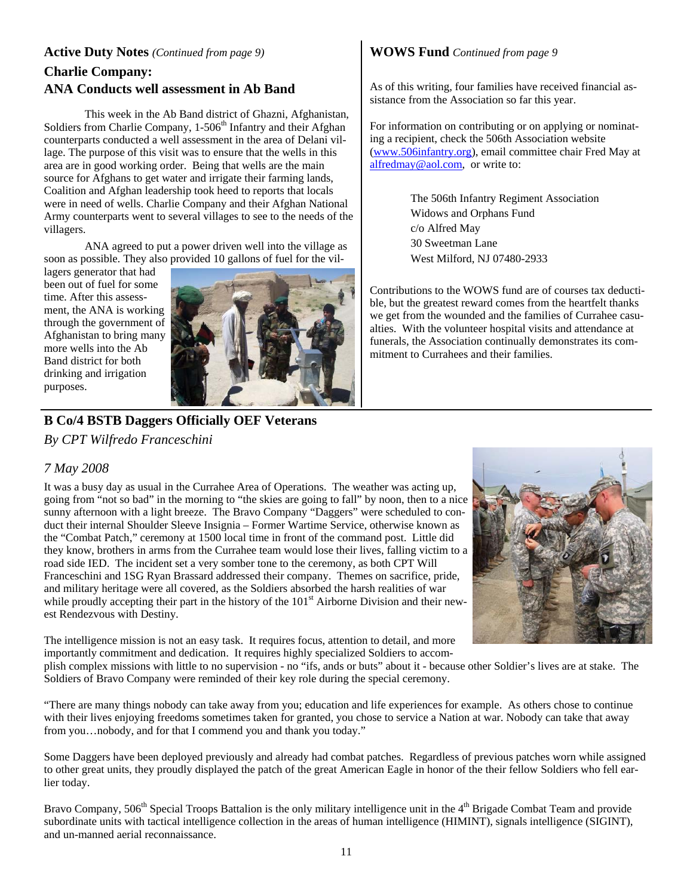## Active Duty Notes *(Continued from page 9)*

### Charlie Company: ANA Conducts well assessment in Ab Band

This week in the Ab Band district of Ghazni, Afghanistan, Soldiers from Charlie Company, 1-506th Infantry and their Afghan counterparts conducted a well assessment in the area of Delani village. The purpose of this visit was to ensure that the wells in this area are in good working order. Being that wells are the main source for Afghans to get water and irrigate their farming lands, Coalition and Afghan leadership took heed to reports that locals were in need of wells. Charlie Company and their Afghan National Army counterparts went to several villages to see to the needs of the villagers.

ANA agreed to put a power driven well into the village as soon as possible. They also provided 10 gallons of fuel for the villagers generator that had been out of fuel for some time. After this assessment, the ANA is working through the government of Afghanistan to bring many more wells into the Ab Band district for both drinking and irrigation purposes.

## WOWS Fund *Continued from page 9*

As of this writing, four families have received financial assistance from the Association so far this year.

For information on contributing or on applying or nominating a recipient, check the 506th Association website (www.506infantry.org), email committee chair Fred May at alfredmay@aol.com, or write to:

The 506th Infantry Regiment Association  
Widows and Orphans Fund  
c/o Alfred May  
30 Sweetman Lane  
West Milford, NJ 07480-2933

Contributions to the WOWS fund are of courses tax deductible, but the greatest reward comes from the heartfelt thanks we get from the wounded and the families of Currahee casualties. With the volunteer hospital visits and attendance at funerals, the Association continually demonstrates its commitment to Currahees and their families.

## B Co/4 BSTB Daggers Officially OEF Veterans

*By CPT Wilfredo Franceschini*

*7 May 2008*

It was a busy day as usual in the Currahee Area of Operations. The weather was acting up, going from "not so bad" in the morning to "the skies are going to fall" by noon, then to a nice sunny afternoon with a light breeze. The Bravo Company "Daggers" were scheduled to conduct their internal Shoulder Sleeve Insignia – Former Wartime Service, otherwise known as the "Combat Patch," ceremony at 1500 local time in front of the command post. Little did they know, brothers in arms from the Currahee team would lose their lives, falling victim to a road side IED. The incident set a very somber tone to the ceremony, as both CPT Will Franceschini and 1SG Ryan Brassard addressed their company. Themes on sacrifice, pride, and military heritage were all covered, as the Soldiers absorbed the harsh realities of war while proudly accepting their part in the history of the 101st Airborne Division and their newest Rendezvous with Destiny.

The intelligence mission is not an easy task. It requires focus, attention to detail, and more importantly commitment and dedication. It requires highly specialized Soldiers to accomplish complex missions with little to no supervision - no "ifs, ands or buts" about it - because other Soldier's lives are at stake. The Soldiers of Bravo Company were reminded of their key role during the special ceremony.

"There are many things nobody can take away from you; education and life experiences for example. As others chose to continue with their lives enjoying freedoms sometimes taken for granted, you chose to service a Nation at war. Nobody can take that away from you…nobody, and for that I commend you and thank you today."

Some Daggers have been deployed previously and already had combat patches. Regardless of previous patches worn while assigned to other great units, they proudly displayed the patch of the great American Eagle in honor of the their fellow Soldiers who fell earlier today.

Bravo Company, 506th Special Troops Battalion is the only military intelligence unit in the 4th Brigade Combat Team and provide subordinate units with tactical intelligence collection in the areas of human intelligence (HIMINT), signals intelligence (SIGINT), and un-manned aerial reconnaissance.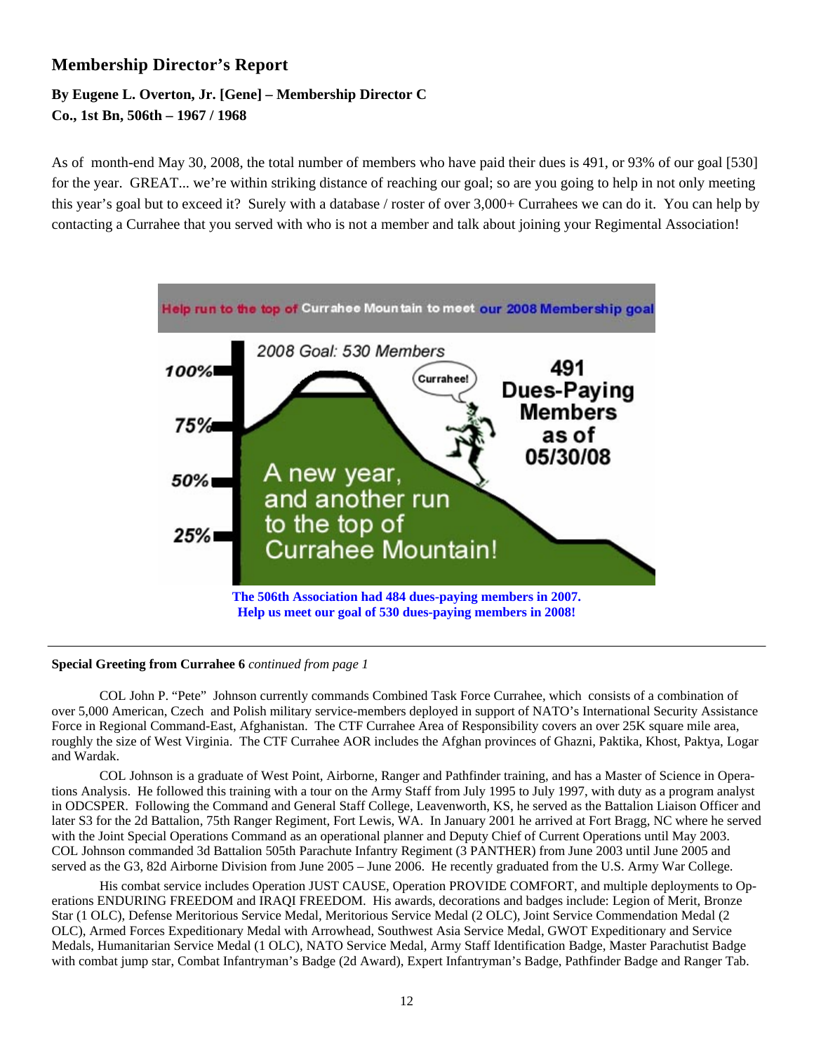## Membership Director's Report

**By Eugene L. Overton, Jr. [Gene] – Membership Director C Co., 1st Bn, 506th – 1967 / 1968**

As of month-end May 30, 2008, the total number of members who have paid their dues is 491, or 93% of our goal [530] for the year. GREAT... we're within striking distance of reaching our goal; so are you going to help in not only meeting this year's goal but to exceed it? Surely with a database / roster of over 3,000+ Currahees we can do it. You can help by contacting a Currahee that you served with who is not a member and talk about joining your Regimental Association!

Help run to the top of Currahee Mountain to meet our 2008 Membership goal

2008 Goal: 530 Members

100% — 75% — 50% — 25%

Currahee!

491 Dues-Paying Members as of 05/30/08

A new year, and another run to the top of Currahee Mountain!

**The 506th Association had 484 dues-paying members in 2007. Help us meet our goal of 530 dues-paying members in 2008!**

---

**Special Greeting from Currahee 6** *continued from page 1*

COL John P. "Pete" Johnson currently commands Combined Task Force Currahee, which consists of a combination of over 5,000 American, Czech and Polish military service-members deployed in support of NATO's International Security Assistance Force in Regional Command-East, Afghanistan. The CTF Currahee Area of Responsibility covers an over 25K square mile area, roughly the size of West Virginia. The CTF Currahee AOR includes the Afghan provinces of Ghazni, Paktika, Khost, Paktya, Logar and Wardak.

COL Johnson is a graduate of West Point, Airborne, Ranger and Pathfinder training, and has a Master of Science in Operations Analysis. He followed this training with a tour on the Army Staff from July 1995 to July 1997, with duty as a program analyst in ODCSPER. Following the Command and General Staff College, Leavenworth, KS, he served as the Battalion Liaison Officer and later S3 for the 2d Battalion, 75th Ranger Regiment, Fort Lewis, WA. In January 2001 he arrived at Fort Bragg, NC where he served with the Joint Special Operations Command as an operational planner and Deputy Chief of Current Operations until May 2003. COL Johnson commanded 3d Battalion 505th Parachute Infantry Regiment (3 PANTHER) from June 2003 until June 2005 and served as the G3, 82d Airborne Division from June 2005 – June 2006. He recently graduated from the U.S. Army War College.

His combat service includes Operation JUST CAUSE, Operation PROVIDE COMFORT, and multiple deployments to Operations ENDURING FREEDOM and IRAQI FREEDOM. His awards, decorations and badges include: Legion of Merit, Bronze Star (1 OLC), Defense Meritorious Service Medal, Meritorious Service Medal (2 OLC), Joint Service Commendation Medal (2 OLC), Armed Forces Expeditionary Medal with Arrowhead, Southwest Asia Service Medal, GWOT Expeditionary and Service Medals, Humanitarian Service Medal (1 OLC), NATO Service Medal, Army Staff Identification Badge, Master Parachutist Badge with combat jump star, Combat Infantryman's Badge (2d Award), Expert Infantryman's Badge, Pathfinder Badge and Ranger Tab.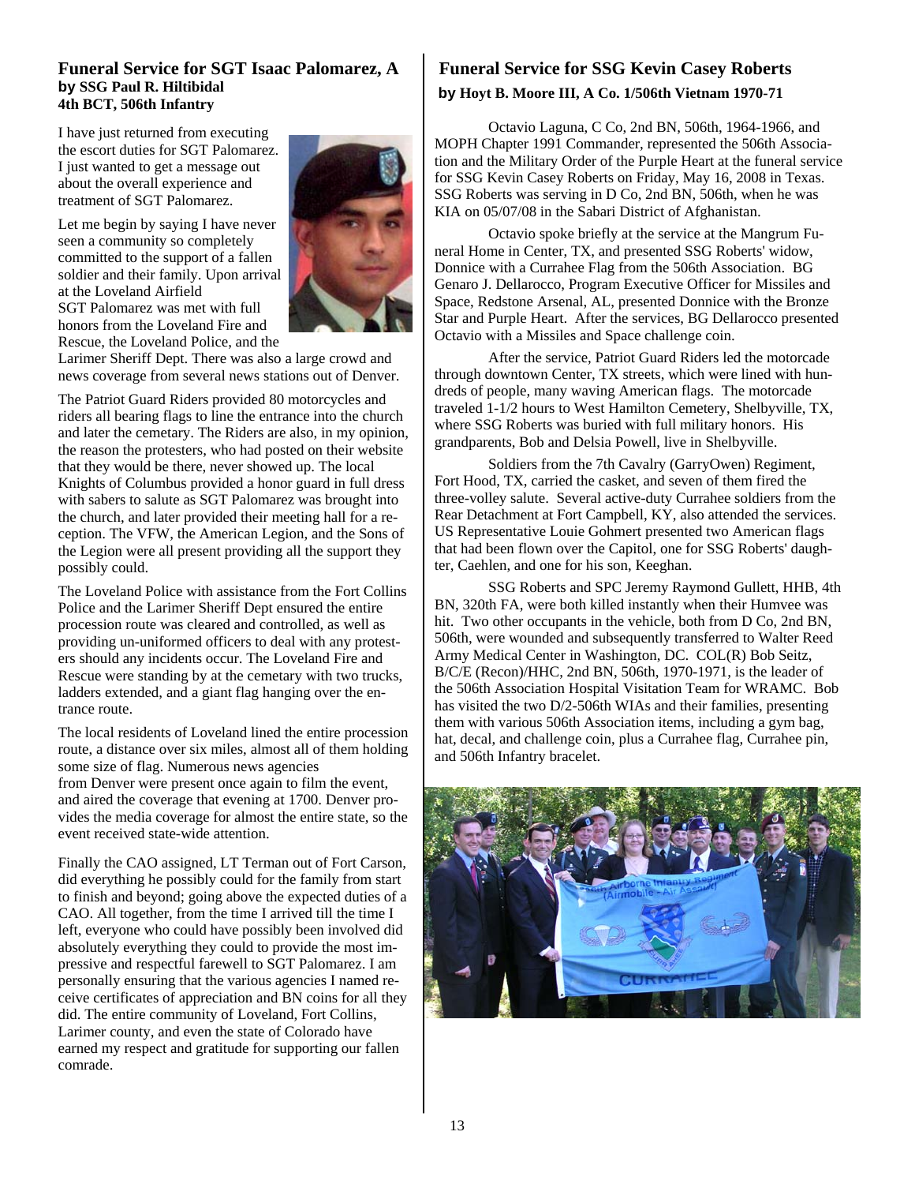## Funeral Service for SGT Isaac Palomarez, A

**by SSG Paul R. Hiltibidal**
**4th BCT, 506th Infantry**

I have just returned from executing the escort duties for SGT Palomarez. I just wanted to get a message out about the overall experience and treatment of SGT Palomarez.

Let me begin by saying I have never seen a community so completely committed to the support of a fallen soldier and their family. Upon arrival at the Loveland Airfield SGT Palomarez was met with full honors from the Loveland Fire and Rescue, the Loveland Police, and the Larimer Sheriff Dept. There was also a large crowd and news coverage from several news stations out of Denver.

The Patriot Guard Riders provided 80 motorcycles and riders all bearing flags to line the entrance into the church and later the cemetary. The Riders are also, in my opinion, the reason the protesters, who had posted on their website that they would be there, never showed up. The local Knights of Columbus provided a honor guard in full dress with sabers to salute as SGT Palomarez was brought into the church, and later provided their meeting hall for a reception. The VFW, the American Legion, and the Sons of the Legion were all present providing all the support they possibly could.

The Loveland Police with assistance from the Fort Collins Police and the Larimer Sheriff Dept ensured the entire procession route was cleared and controlled, as well as providing un-uniformed officers to deal with any protesters should any incidents occur. The Loveland Fire and Rescue were standing by at the cemetary with two trucks, ladders extended, and a giant flag hanging over the entrance route.

The local residents of Loveland lined the entire procession route, a distance over six miles, almost all of them holding some size of flag. Numerous news agencies from Denver were present once again to film the event, and aired the coverage that evening at 1700. Denver provides the media coverage for almost the entire state, so the event received state-wide attention.

Finally the CAO assigned, LT Terman out of Fort Carson, did everything he possibly could for the family from start to finish and beyond; going above the expected duties of a CAO. All together, from the time I arrived till the time I left, everyone who could have possibly been involved did absolutely everything they could to provide the most impressive and respectful farewell to SGT Palomarez. I am personally ensuring that the various agencies I named receive certificates of appreciation and BN coins for all they did. The entire community of Loveland, Fort Collins, Larimer county, and even the state of Colorado have earned my respect and gratitude for supporting our fallen comrade.

## Funeral Service for SSG Kevin Casey Roberts

**by Hoyt B. Moore III, A Co. 1/506th Vietnam 1970-71**

Octavio Laguna, C Co, 2nd BN, 506th, 1964-1966, and MOPH Chapter 1991 Commander, represented the 506th Association and the Military Order of the Purple Heart at the funeral service for SSG Kevin Casey Roberts on Friday, May 16, 2008 in Texas. SSG Roberts was serving in D Co, 2nd BN, 506th, when he was KIA on 05/07/08 in the Sabari District of Afghanistan.

Octavio spoke briefly at the service at the Mangrum Funeral Home in Center, TX, and presented SSG Roberts' widow, Donnice with a Currahee Flag from the 506th Association. BG Genaro J. Dellarocco, Program Executive Officer for Missiles and Space, Redstone Arsenal, AL, presented Donnice with the Bronze Star and Purple Heart. After the services, BG Dellarocco presented Octavio with a Missiles and Space challenge coin.

After the service, Patriot Guard Riders led the motorcade through downtown Center, TX streets, which were lined with hundreds of people, many waving American flags. The motorcade traveled 1-1/2 hours to West Hamilton Cemetery, Shelbyville, TX, where SSG Roberts was buried with full military honors. His grandparents, Bob and Delsia Powell, live in Shelbyville.

Soldiers from the 7th Cavalry (GarryOwen) Regiment, Fort Hood, TX, carried the casket, and seven of them fired the three-volley salute. Several active-duty Currahee soldiers from the Rear Detachment at Fort Campbell, KY, also attended the services. US Representative Louie Gohmert presented two American flags that had been flown over the Capitol, one for SSG Roberts' daughter, Caehlen, and one for his son, Keeghan.

SSG Roberts and SPC Jeremy Raymond Gullett, HHB, 4th BN, 320th FA, were both killed instantly when their Humvee was hit. Two other occupants in the vehicle, both from D Co, 2nd BN, 506th, were wounded and subsequently transferred to Walter Reed Army Medical Center in Washington, DC. COL(R) Bob Seitz, B/C/E (Recon)/HHC, 2nd BN, 506th, 1970-1971, is the leader of the 506th Association Hospital Visitation Team for WRAMC. Bob has visited the two D/2-506th WIAs and their families, presenting them with various 506th Association items, including a gym bag, hat, decal, and challenge coin, plus a Currahee flag, Currahee pin, and 506th Infantry bracelet.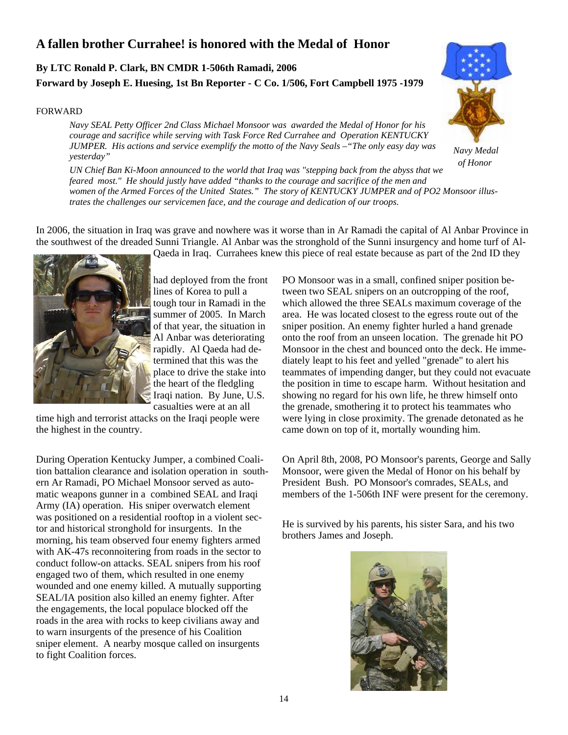# A fallen brother Currahee! is honored with the Medal of Honor

**By LTC Ronald P. Clark, BN CMDR 1-506th Ramadi, 2006**

**Forward by Joseph E. Huesing, 1st Bn Reporter - C Co. 1/506, Fort Campbell 1975 -1979**

*Navy Medal of Honor*

FORWARD

*Navy SEAL Petty Officer 2nd Class Michael Monsoor was awarded the Medal of Honor for his courage and sacrifice while serving with Task Force Red Currahee and Operation KENTUCKY JUMPER. His actions and service exemplify the motto of the Navy Seals –"The only easy day was yesterday"*

*UN Chief Ban Ki-Moon announced to the world that Iraq was "stepping back from the abyss that we feared most." He should justly have added "thanks to the courage and sacrifice of the men and women of the Armed Forces of the United States." The story of KENTUCKY JUMPER and of PO2 Monsoor illustrates the challenges our servicemen face, and the courage and dedication of our troops.*

In 2006, the situation in Iraq was grave and nowhere was it worse than in Ar Ramadi the capital of Al Anbar Province in the southwest of the dreaded Sunni Triangle. Al Anbar was the stronghold of the Sunni insurgency and home turf of Al-Qaeda in Iraq. Currahees knew this piece of real estate because as part of the 2nd ID they had deployed from the front lines of Korea to pull a tough tour in Ramadi in the summer of 2005. In March of that year, the situation in Al Anbar was deteriorating rapidly. Al Qaeda had determined that this was the place to drive the stake into the heart of the fledgling Iraqi nation. By June, U.S. casualties were at an all time high and terrorist attacks on the Iraqi people were the highest in the country.

During Operation Kentucky Jumper, a combined Coalition battalion clearance and isolation operation in southern Ar Ramadi, PO Michael Monsoor served as automatic weapons gunner in a combined SEAL and Iraqi Army (IA) operation. His sniper overwatch element was positioned on a residential rooftop in a violent sector and historical stronghold for insurgents. In the morning, his team observed four enemy fighters armed with AK-47s reconnoitering from roads in the sector to conduct follow-on attacks. SEAL snipers from his roof engaged two of them, which resulted in one enemy wounded and one enemy killed. A mutually supporting SEAL/IA position also killed an enemy fighter. After the engagements, the local populace blocked off the roads in the area with rocks to keep civilians away and to warn insurgents of the presence of his Coalition sniper element. A nearby mosque called on insurgents to fight Coalition forces.

PO Monsoor was in a small, confined sniper position between two SEAL snipers on an outcropping of the roof, which allowed the three SEALs maximum coverage of the area. He was located closest to the egress route out of the sniper position. An enemy fighter hurled a hand grenade onto the roof from an unseen location. The grenade hit PO Monsoor in the chest and bounced onto the deck. He immediately leapt to his feet and yelled "grenade" to alert his teammates of impending danger, but they could not evacuate the position in time to escape harm. Without hesitation and showing no regard for his own life, he threw himself onto the grenade, smothering it to protect his teammates who were lying in close proximity. The grenade detonated as he came down on top of it, mortally wounding him.

On April 8th, 2008, PO Monsoor's parents, George and Sally Monsoor, were given the Medal of Honor on his behalf by President Bush. PO Monsoor's comrades, SEALs, and members of the 1-506th INF were present for the ceremony.

He is survived by his parents, his sister Sara, and his two brothers James and Joseph.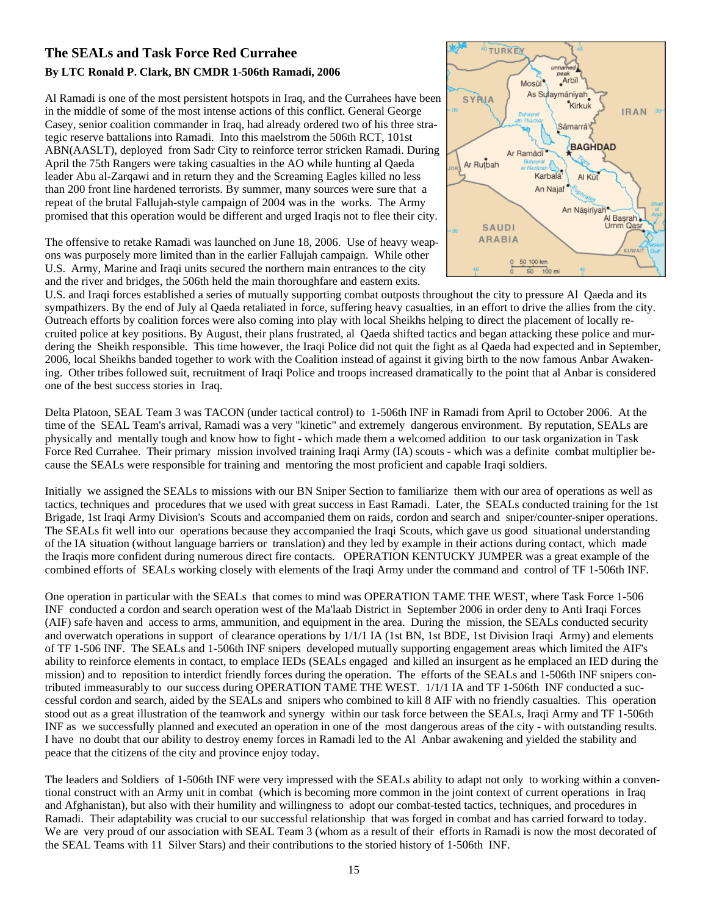## The SEALs and Task Force Red Currahee

**By LTC Ronald P. Clark, BN CMDR 1-506th Ramadi, 2006**

Al Ramadi is one of the most persistent hotspots in Iraq, and the Currahees have been in the middle of some of the most intense actions of this conflict. General George Casey, senior coalition commander in Iraq, had already ordered two of his three strategic reserve battalions into Ramadi. Into this maelstrom the 506th RCT, 101st ABN(AASLT), deployed from Sadr City to reinforce terror stricken Ramadi. During April the 75th Rangers were taking casualties in the AO while hunting al Qaeda leader Abu al-Zarqawi and in return they and the Screaming Eagles killed no less than 200 front line hardened terrorists. By summer, many sources were sure that a repeat of the brutal Fallujah-style campaign of 2004 was in the works. The Army promised that this operation would be different and urged Iraqis not to flee their city.

The offensive to retake Ramadi was launched on June 18, 2006. Use of heavy weapons was purposely more limited than in the earlier Fallujah campaign. While other U.S. Army, Marine and Iraqi units secured the northern main entrances to the city and the river and bridges, the 506th held the main thoroughfare and eastern exits. U.S. and Iraqi forces established a series of mutually supporting combat outposts throughout the city to pressure Al Qaeda and its sympathizers. By the end of July al Qaeda retaliated in force, suffering heavy casualties, in an effort to drive the allies from the city. Outreach efforts by coalition forces were also coming into play with local Sheikhs helping to direct the placement of locally recruited police at key positions. By August, their plans frustrated, al Qaeda shifted tactics and began attacking these police and murdering the Sheikh responsible. This time however, the Iraqi Police did not quit the fight as al Qaeda had expected and in September, 2006, local Sheikhs banded together to work with the Coalition instead of against it giving birth to the now famous Anbar Awakening. Other tribes followed suit, recruitment of Iraqi Police and troops increased dramatically to the point that al Anbar is considered one of the best success stories in Iraq.

Delta Platoon, SEAL Team 3 was TACON (under tactical control) to 1-506th INF in Ramadi from April to October 2006. At the time of the SEAL Team's arrival, Ramadi was a very "kinetic" and extremely dangerous environment. By reputation, SEALs are physically and mentally tough and know how to fight - which made them a welcomed addition to our task organization in Task Force Red Currahee. Their primary mission involved training Iraqi Army (IA) scouts - which was a definite combat multiplier because the SEALs were responsible for training and mentoring the most proficient and capable Iraqi soldiers.

Initially we assigned the SEALs to missions with our BN Sniper Section to familiarize them with our area of operations as well as tactics, techniques and procedures that we used with great success in East Ramadi. Later, the SEALs conducted training for the 1st Brigade, 1st Iraqi Army Division's Scouts and accompanied them on raids, cordon and search and sniper/counter-sniper operations. The SEALs fit well into our operations because they accompanied the Iraqi Scouts, which gave us good situational understanding of the IA situation (without language barriers or translation) and they led by example in their actions during contact, which made the Iraqis more confident during numerous direct fire contacts. OPERATION KENTUCKY JUMPER was a great example of the combined efforts of SEALs working closely with elements of the Iraqi Army under the command and control of TF 1-506th INF.

One operation in particular with the SEALs that comes to mind was OPERATION TAME THE WEST, where Task Force 1-506 INF conducted a cordon and search operation west of the Ma'laab District in September 2006 in order deny to Anti Iraqi Forces (AIF) safe haven and access to arms, ammunition, and equipment in the area. During the mission, the SEALs conducted security and overwatch operations in support of clearance operations by 1/1/1 IA (1st BN, 1st BDE, 1st Division Iraqi Army) and elements of TF 1-506 INF. The SEALs and 1-506th INF snipers developed mutually supporting engagement areas which limited the AIF's ability to reinforce elements in contact, to emplace IEDs (SEALs engaged and killed an insurgent as he emplaced an IED during the mission) and to reposition to interdict friendly forces during the operation. The efforts of the SEALs and 1-506th INF snipers contributed immeasurably to our success during OPERATION TAME THE WEST. 1/1/1 IA and TF 1-506th INF conducted a successful cordon and search, aided by the SEALs and snipers who combined to kill 8 AIF with no friendly casualties. This operation stood out as a great illustration of the teamwork and synergy within our task force between the SEALs, Iraqi Army and TF 1-506th INF as we successfully planned and executed an operation in one of the most dangerous areas of the city - with outstanding results. I have no doubt that our ability to destroy enemy forces in Ramadi led to the Al Anbar awakening and yielded the stability and peace that the citizens of the city and province enjoy today.

The leaders and Soldiers of 1-506th INF were very impressed with the SEALs ability to adapt not only to working within a conventional construct with an Army unit in combat (which is becoming more common in the joint context of current operations in Iraq and Afghanistan), but also with their humility and willingness to adopt our combat-tested tactics, techniques, and procedures in Ramadi. Their adaptability was crucial to our successful relationship that was forged in combat and has carried forward to today. We are very proud of our association with SEAL Team 3 (whom as a result of their efforts in Ramadi is now the most decorated of the SEAL Teams with 11 Silver Stars) and their contributions to the storied history of 1-506th INF.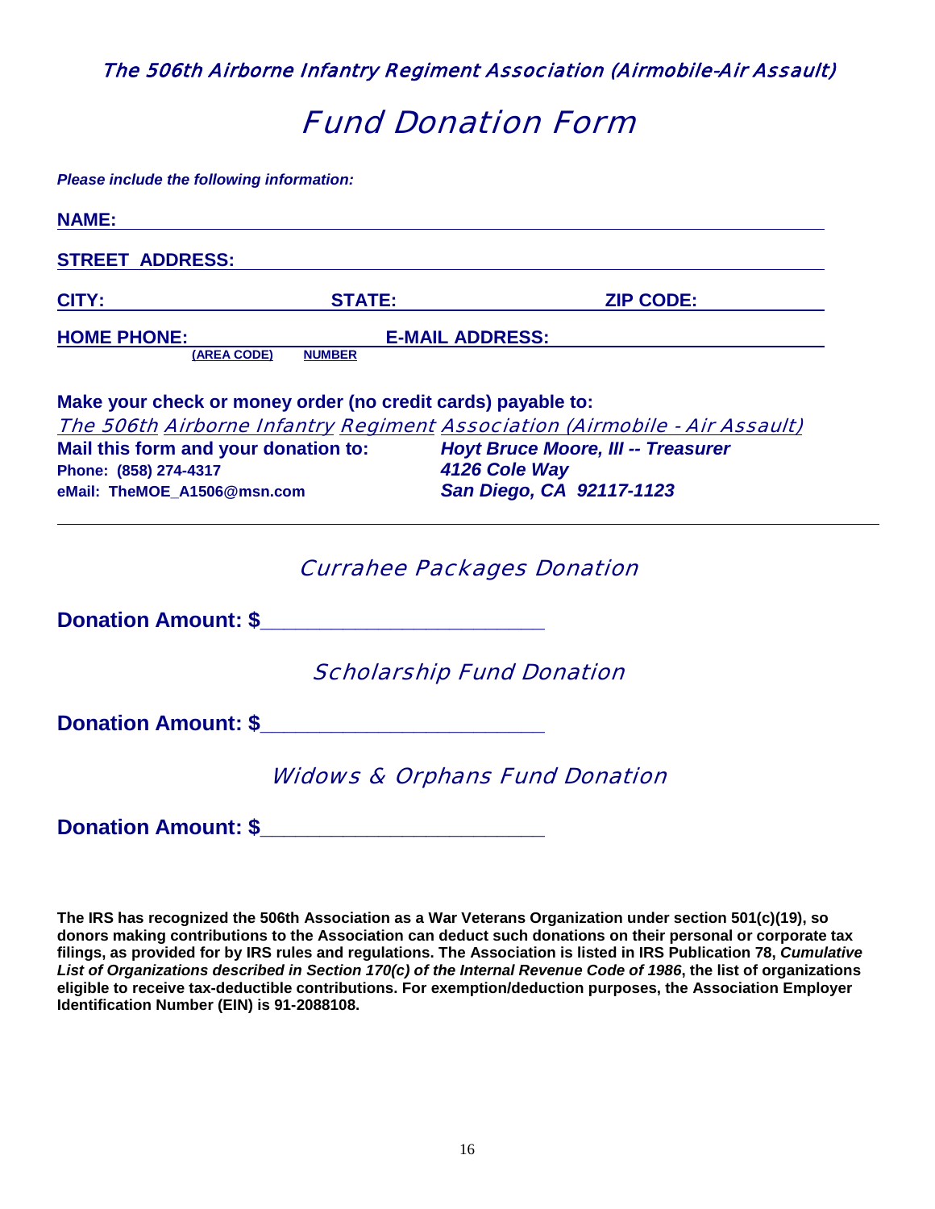The 506th Airborne Infantry Regiment Association (Airmobile-Air Assault)

# Fund Donation Form

***Please include the following information:***

**NAME:** ____________________________________________

**STREET ADDRESS:** ____________________________________________

**CITY:** ____________________ **STATE:** ____________________ **ZIP CODE:** ____________

**HOME PHONE:** ____________ ____________ **E-MAIL ADDRESS:** ____________________
(AREA CODE) NUMBER

**Make your check or money order (no credit cards) payable to:**
The 506th Airborne Infantry Regiment Association (Airmobile - Air Assault)

**Mail this form and your donation to:**
**Phone: (858) 274-4317**
**eMail: TheMOE_A1506@msn.com**

***Hoyt Bruce Moore, III -- Treasurer***
***4126 Cole Way***
***San Diego, CA 92117-1123***

---

## Currahee Packages Donation

**Donation Amount: $______________________**

## Scholarship Fund Donation

**Donation Amount: $______________________**

## Widows & Orphans Fund Donation

**Donation Amount: $______________________**

**The IRS has recognized the 506th Association as a War Veterans Organization under section 501(c)(19), so donors making contributions to the Association can deduct such donations on their personal or corporate tax filings, as provided for by IRS rules and regulations. The Association is listed in IRS Publication 78, *Cumulative List of Organizations described in Section 170(c) of the Internal Revenue Code of 1986*, the list of organizations eligible to receive tax-deductible contributions. For exemption/deduction purposes, the Association Employer Identification Number (EIN) is 91-2088108.**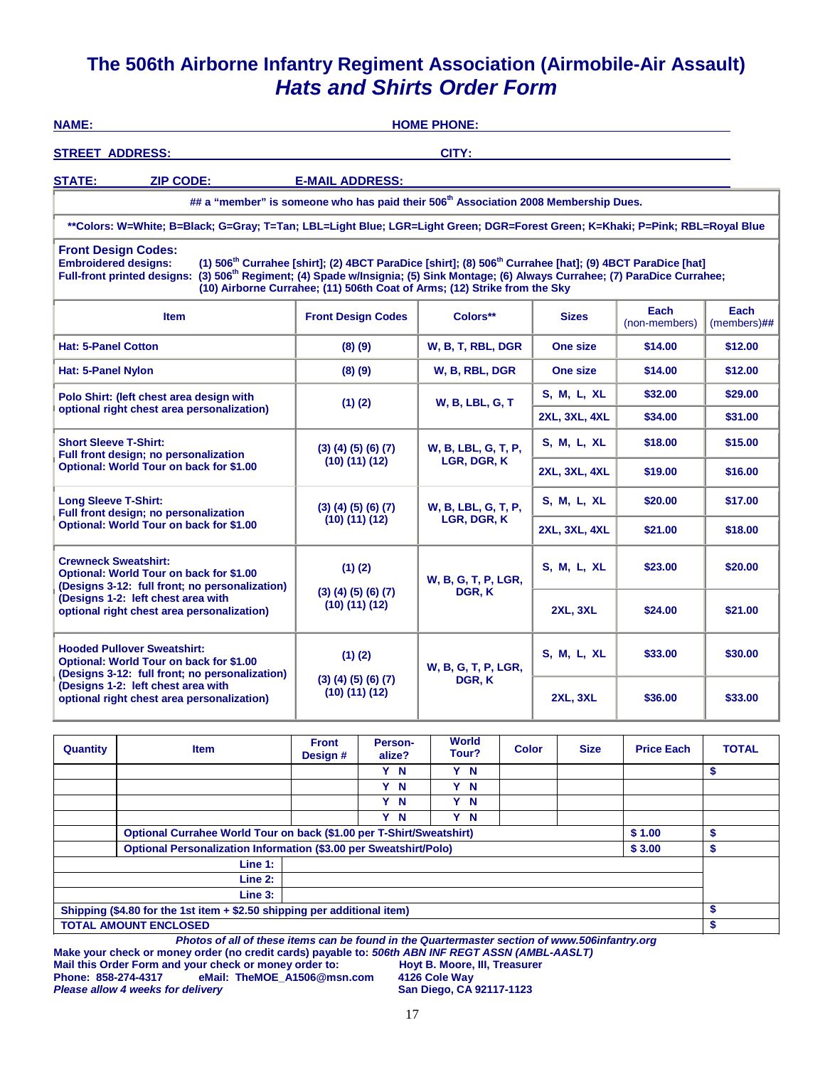# The 506th Airborne Infantry Regiment Association (Airmobile-Air Assault)

## *Hats and Shirts Order Form*

**NAME:** ______________________ **HOME PHONE:** ______________________

**STREET ADDRESS:** ______________________ **CITY:** ______________________

**STATE:** ______ **ZIP CODE:** ______ **E-MAIL ADDRESS:** ______________________

**## a "member" is someone who has paid their 506th Association 2008 Membership Dues.**

****Colors: W=White; B=Black; G=Gray; T=Tan; LBL=Light Blue; LGR=Light Green; DGR=Forest Green; K=Khaki; P=Pink; RBL=Royal Blue**

**Front Design Codes:**

**Embroidered designs:** (1) 506th Currahee [shirt]; (2) 4BCT ParaDice [shirt]; (8) 506th Currahee [hat]; (9) 4BCT ParaDice [hat]

**Full-front printed designs:** (3) 506th Regiment; (4) Spade w/Insignia; (5) Sink Montage; (6) Always Currahee; (7) ParaDice Currahee; (10) Airborne Currahee; (11) 506th Coat of Arms; (12) Strike from the Sky

| Item | Front Design Codes | Colors** | Sizes | Each (non-members) | Each (members)## |
|---|---|---|---|---|---|
| Hat: 5-Panel Cotton | (8) (9) | W, B, T, RBL, DGR | One size | $14.00 | $12.00 |
| Hat: 5-Panel Nylon | (8) (9) | W, B, RBL, DGR | One size | $14.00 | $12.00 |
| Polo Shirt: (left chest area design with optional right chest area personalization) | (1) (2) | W, B, LBL, G, T | S, M, L, XL | $32.00 | $29.00 |
| | | | 2XL, 3XL, 4XL | $34.00 | $31.00 |
| Short Sleeve T-Shirt: Full front design; no personalization. Optional: World Tour on back for $1.00 | (3) (4) (5) (6) (7) (10) (11) (12) | W, B, LBL, G, T, P, LGR, DGR, K | S, M, L, XL | $18.00 | $15.00 |
| | | | 2XL, 3XL, 4XL | $19.00 | $16.00 |
| Long Sleeve T-Shirt: Full front design; no personalization. Optional: World Tour on back for $1.00 | (3) (4) (5) (6) (7) (10) (11) (12) | W, B, LBL, G, T, P, LGR, DGR, K | S, M, L, XL | $20.00 | $17.00 |
| | | | 2XL, 3XL, 4XL | $21.00 | $18.00 |
| Crewneck Sweatshirt: Optional: World Tour on back for $1.00 (Designs 3-12: full front; no personalization) (Designs 1-2: left chest area with optional right chest area personalization) | (1) (2) / (3) (4) (5) (6) (7) (10) (11) (12) | W, B, G, T, P, LGR, DGR, K | S, M, L, XL | $23.00 | $20.00 |
| | | | 2XL, 3XL | $24.00 | $21.00 |
| Hooded Pullover Sweatshirt: Optional: World Tour on back for $1.00 (Designs 3-12: full front; no personalization) (Designs 1-2: left chest area with optional right chest area personalization) | (1) (2) / (3) (4) (5) (6) (7) (10) (11) (12) | W, B, G, T, P, LGR, DGR, K | S, M, L, XL | $33.00 | $30.00 |
| | | | 2XL, 3XL | $36.00 | $33.00 |

| Quantity | Item | Front Design # | Person-alize? | World Tour? | Color | Size | Price Each | TOTAL |
|---|---|---|---|---|---|---|---|---|
| | | | Y N | Y N | | | | $ |
| | | | Y N | Y N | | | | |
| | | | Y N | Y N | | | | |
| | | | Y N | Y N | | | | |
| | Optional Currahee World Tour on back ($1.00 per T-Shirt/Sweatshirt) | | | | | | $ 1.00 | $ |
| | Optional Personalization Information ($3.00 per Sweatshirt/Polo) | | | | | | $ 3.00 | $ |
| | Line 1: | | | | | | | |
| | Line 2: | | | | | | | |
| | Line 3: | | | | | | | |
| Shipping ($4.80 for the 1st item + $2.50 shipping per additional item) | | | | | | | | $ |
| TOTAL AMOUNT ENCLOSED | | | | | | | | $ |

***Photos of all of these items can be found in the Quartermaster section of www.506infantry.org***

**Make your check or money order (no credit cards) payable to: *506th ABN INF REGT ASSN (AMBL-AASLT)***

**Mail this Order Form and your check or money order to:**

**Hoyt B. Moore, III, Treasurer**
**4126 Cole Way**
**San Diego, CA 92117-1123**

**Phone: 858-274-4317 eMail: TheMOE_A1506@msn.com**

***Please allow 4 weeks for delivery***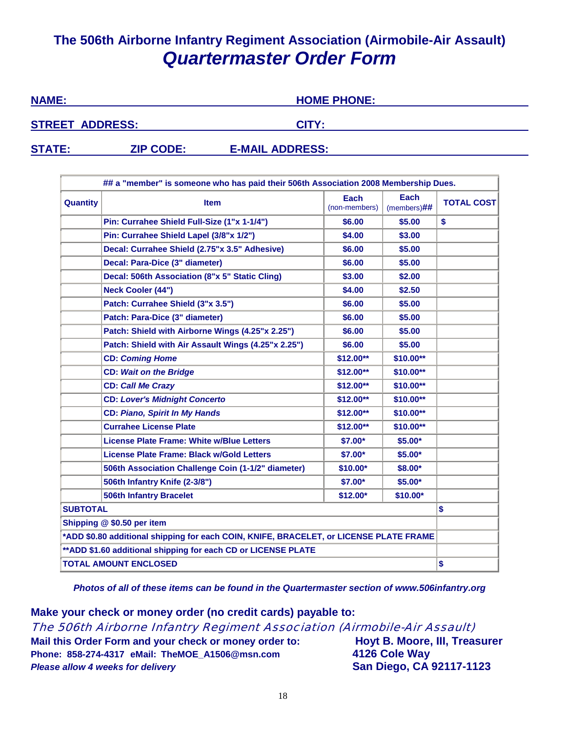# The 506th Airborne Infantry Regiment Association (Airmobile-Air Assault)

## *Quartermaster Order Form*

**NAME:** ______________________ **HOME PHONE:** ______________________

**STREET ADDRESS:** ______________________ **CITY:** ______________________

**STATE:** ________ **ZIP CODE:** ________ **E-MAIL ADDRESS:** ______________________

| ## a "member" is someone who has paid their 506th Association 2008 Membership Dues. | | | | |
|---|---|---|---|---|
| **Quantity** | **Item** | **Each** (non-members) | **Each** (members)## | **TOTAL COST** |
| | **Pin: Currahee Shield Full-Size (1"x 1-1/4")** | **$6.00** | **$5.00** | **$** |
| | **Pin: Currahee Shield Lapel (3/8"x 1/2")** | **$4.00** | **$3.00** | |
| | **Decal: Currahee Shield (2.75"x 3.5" Adhesive)** | **$6.00** | **$5.00** | |
| | **Decal: Para-Dice (3" diameter)** | **$6.00** | **$5.00** | |
| | **Decal: 506th Association (8"x 5" Static Cling)** | **$3.00** | **$2.00** | |
| | **Neck Cooler (44")** | **$4.00** | **$2.50** | |
| | **Patch: Currahee Shield (3"x 3.5")** | **$6.00** | **$5.00** | |
| | **Patch: Para-Dice (3" diameter)** | **$6.00** | **$5.00** | |
| | **Patch: Shield with Airborne Wings (4.25"x 2.25")** | **$6.00** | **$5.00** | |
| | **Patch: Shield with Air Assault Wings (4.25"x 2.25")** | **$6.00** | **$5.00** | |
| | **CD: *Coming Home*** | **$12.00**** | **$10.00**** | |
| | **CD: *Wait on the Bridge*** | **$12.00**** | **$10.00**** | |
| | **CD: *Call Me Crazy*** | **$12.00**** | **$10.00**** | |
| | **CD: *Lover's Midnight Concerto*** | **$12.00**** | **$10.00**** | |
| | **CD: *Piano, Spirit In My Hands*** | **$12.00**** | **$10.00**** | |
| | **Currahee License Plate** | **$12.00**** | **$10.00**** | |
| | **License Plate Frame: White w/Blue Letters** | **$7.00*** | **$5.00*** | |
| | **License Plate Frame: Black w/Gold Letters** | **$7.00*** | **$5.00*** | |
| | **506th Association Challenge Coin (1-1/2" diameter)** | **$10.00*** | **$8.00*** | |
| | **506th Infantry Knife (2-3/8")** | **$7.00*** | **$5.00*** | |
| | **506th Infantry Bracelet** | **$12.00*** | **$10.00*** | |
| **SUBTOTAL** | | | | **$** |
| **Shipping @ $0.50 per item** | | | | |
| ***ADD $0.80 additional shipping for each COIN, KNIFE, BRACELET, or LICENSE PLATE FRAME** | | | | |
| ****ADD $1.60 additional shipping for each CD or LICENSE PLATE** | | | | |
| **TOTAL AMOUNT ENCLOSED** | | | | **$** |

***Photos of all of these items can be found in the Quartermaster section of www.506infantry.org***

**Make your check or money order (no credit cards) payable to:**

*The 506th Airborne Infantry Regiment Association (Airmobile-Air Assault)*

**Mail this Order Form and your check or money order to:**

**Hoyt B. Moore, III, Treasurer**
**4126 Cole Way**
**San Diego, CA 92117-1123**

**Phone: 858-274-4317 eMail: TheMOE_A1506@msn.com**

***Please allow 4 weeks for delivery***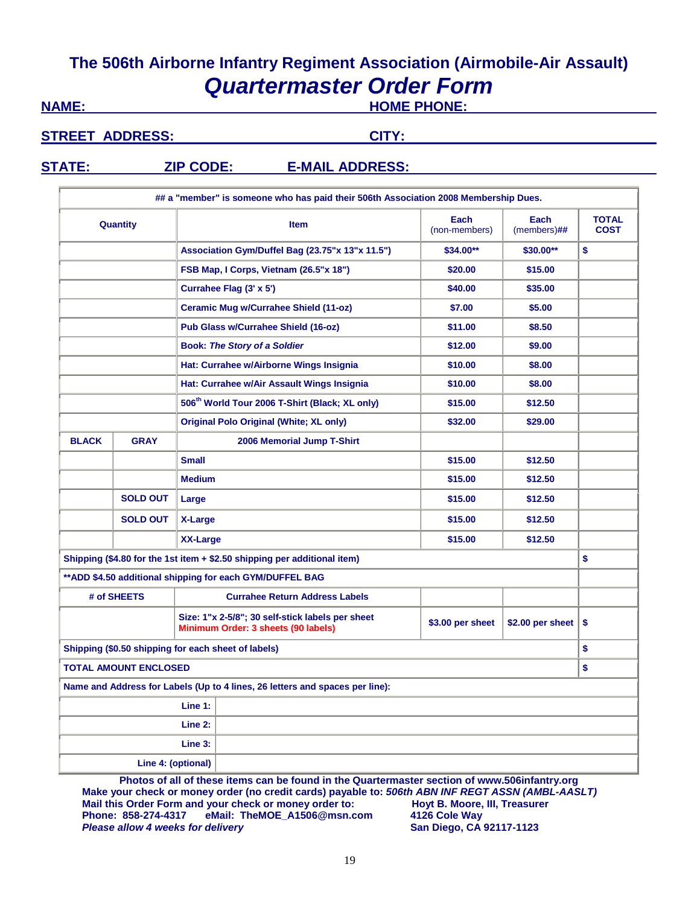# The 506th Airborne Infantry Regiment Association (Airmobile-Air Assault)

## *Quartermaster Order Form*

**NAME:** ______________________ **HOME PHONE:** ______________________

**STREET ADDRESS:** ______________________ **CITY:** ______________________

**STATE:** ________ **ZIP CODE:** ________ **E-MAIL ADDRESS:** ______________________

**## a "member" is someone who has paid their 506th Association 2008 Membership Dues.**

| Quantity | | Item | Each (non-members) | Each (members)## | TOTAL COST |
|---|---|---|---|---|---|
| | | Association Gym/Duffel Bag (23.75"x 13"x 11.5") | $34.00** | $30.00** | $ |
| | | FSB Map, I Corps, Vietnam (26.5"x 18") | $20.00 | $15.00 | |
| | | Currahee Flag (3' x 5') | $40.00 | $35.00 | |
| | | Ceramic Mug w/Currahee Shield (11-oz) | $7.00 | $5.00 | |
| | | Pub Glass w/Currahee Shield (16-oz) | $11.00 | $8.50 | |
| | | Book: *The Story of a Soldier* | $12.00 | $9.00 | |
| | | Hat: Currahee w/Airborne Wings Insignia | $10.00 | $8.00 | |
| | | Hat: Currahee w/Air Assault Wings Insignia | $10.00 | $8.00 | |
| | | 506th World Tour 2006 T-Shirt (Black; XL only) | $15.00 | $12.50 | |
| | | Original Polo Original (White; XL only) | $32.00 | $29.00 | |
| **BLACK** | **GRAY** | **2006 Memorial Jump T-Shirt** | | | |
| | | Small | $15.00 | $12.50 | |
| | | Medium | $15.00 | $12.50 | |
| | SOLD OUT | Large | $15.00 | $12.50 | |
| | SOLD OUT | X-Large | $15.00 | $12.50 | |
| | | XX-Large | $15.00 | $12.50 | |
| Shipping ($4.80 for the 1st item + $2.50 shipping per additional item) | | | | | $ |
| **ADD $4.50 additional shipping for each GYM/DUFFEL BAG | | | | | |
| # of SHEETS | | Currahee Return Address Labels | | | |
| | | Size: 1"x 2-5/8"; 30 self-stick labels per sheet Minimum Order: 3 sheets (90 labels) | $3.00 per sheet | $2.00 per sheet | $ |
| Shipping ($0.50 shipping for each sheet of labels) | | | | | $ |
| TOTAL AMOUNT ENCLOSED | | | | | $ |

**Name and Address for Labels (Up to 4 lines, 26 letters and spaces per line):**

| | |
|---|---|
| Line 1: | |
| Line 2: | |
| Line 3: | |
| Line 4: (optional) | |

**Photos of all of these items can be found in the Quartermaster section of www.506infantry.org**

**Make your check or money order (no credit cards) payable to:** ***506th ABN INF REGT ASSN (AMBL-AASLT)***

**Mail this Order Form and your check or money order to:**

**Hoyt B. Moore, III, Treasurer**
**4126 Cole Way**
**San Diego, CA 92117-1123**

**Phone: 858-274-4317 eMail: TheMOE_A1506@msn.com**

***Please allow 4 weeks for delivery***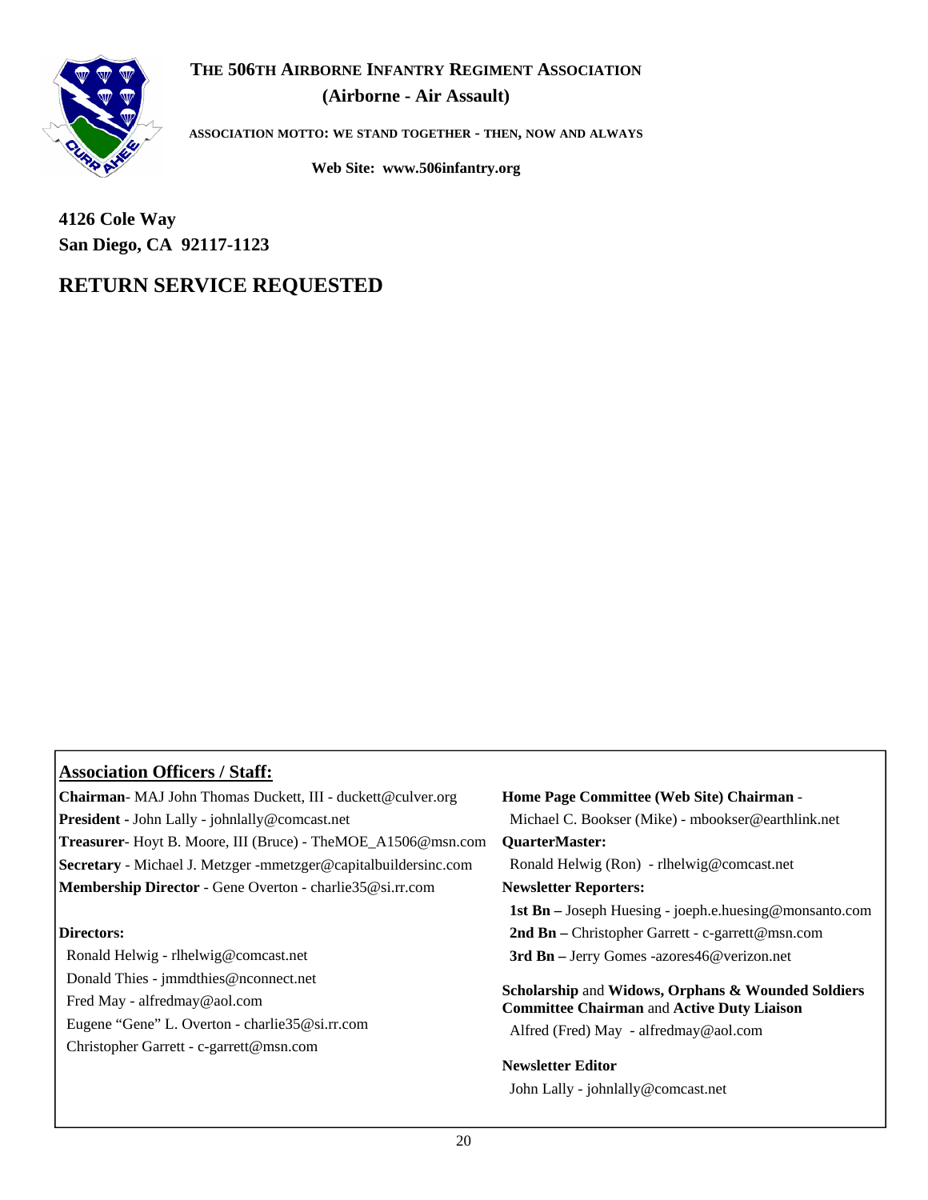# THE 506TH AIRBORNE INFANTRY REGIMENT ASSOCIATION

**(Airborne - Air Assault)**

**ASSOCIATION MOTTO: WE STAND TOGETHER - THEN, NOW AND ALWAYS**

**Web Site: www.506infantry.org**

**4126 Cole Way**
**San Diego, CA 92117-1123**

## RETURN SERVICE REQUESTED

**Association Officers / Staff:**

**Chairman**- MAJ John Thomas Duckett, III - duckett@culver.org
**President** - John Lally - johnlally@comcast.net
**Treasurer**- Hoyt B. Moore, III (Bruce) - TheMOE_A1506@msn.com
**Secretary** - Michael J. Metzger -mmetzger@capitalbuildersinc.com
**Membership Director** - Gene Overton - charlie35@si.rr.com

**Directors:**
Ronald Helwig - rlhelwig@comcast.net
Donald Thies - jmmdthies@nconnect.net
Fred May - alfredmay@aol.com
Eugene "Gene" L. Overton - charlie35@si.rr.com
Christopher Garrett - c-garrett@msn.com

**Home Page Committee (Web Site) Chairman** -
Michael C. Bookser (Mike) - mbookser@earthlink.net

**QuarterMaster:**
Ronald Helwig (Ron) - rlhelwig@comcast.net

**Newsletter Reporters:**
**1st Bn –** Joseph Huesing - joeph.e.huesing@monsanto.com
**2nd Bn –** Christopher Garrett - c-garrett@msn.com
**3rd Bn –** Jerry Gomes -azores46@verizon.net

**Scholarship** and **Widows, Orphans & Wounded Soldiers Committee Chairman** and **Active Duty Liaison**
Alfred (Fred) May - alfredmay@aol.com

**Newsletter Editor**
John Lally - johnlally@comcast.net